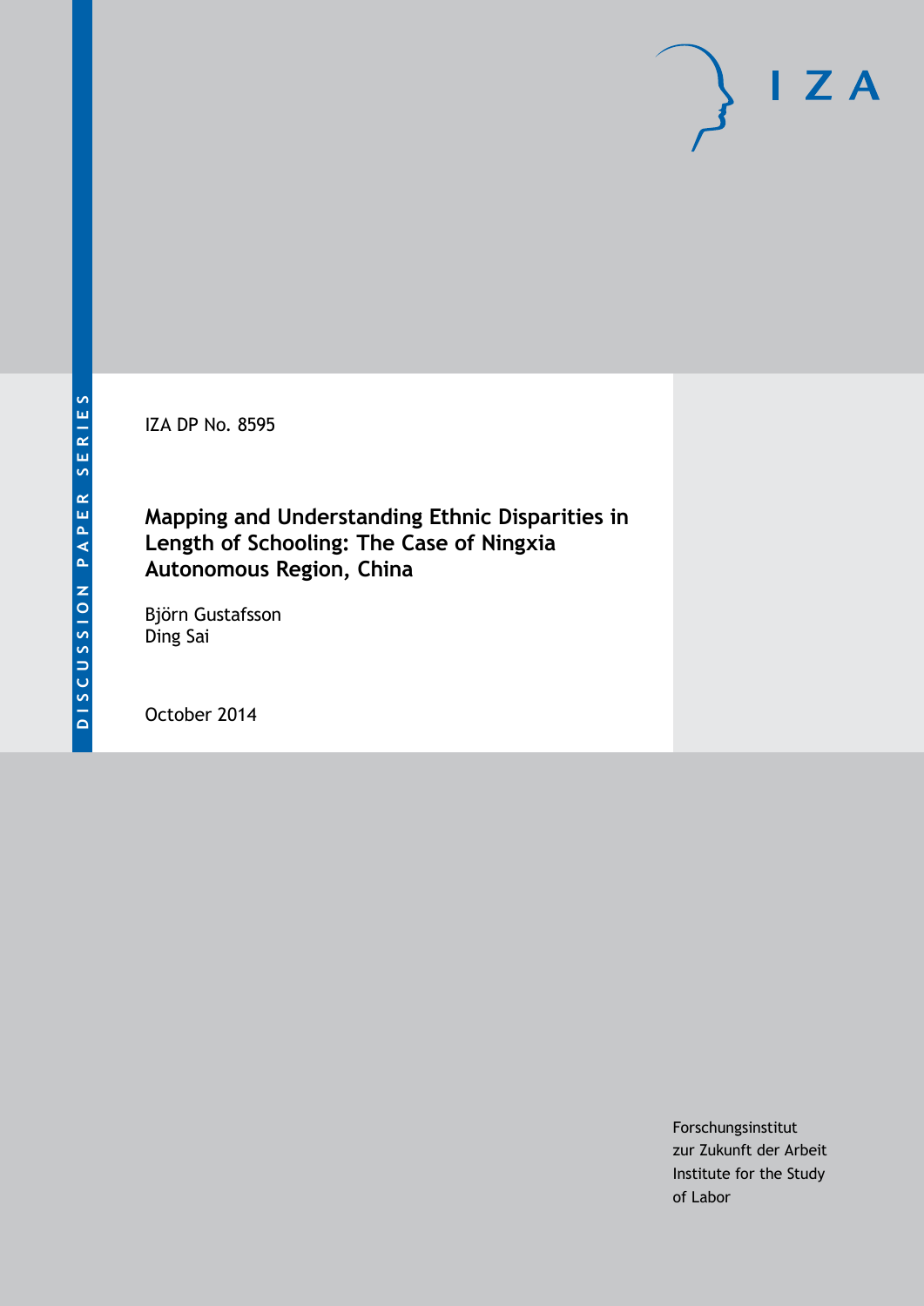IZA DP No. 8595

# Mapping and Understanding Ethnic Disparities in Length of Schooling: The Case of Ningxia Autonomous Region, China

Björn Gustafsson
Ding Sai

October 2014

DISCUSSION PAPER SERIES

IZA

Forschungsinstitut
zur Zukunft der Arbeit
Institute for the Study
of Labor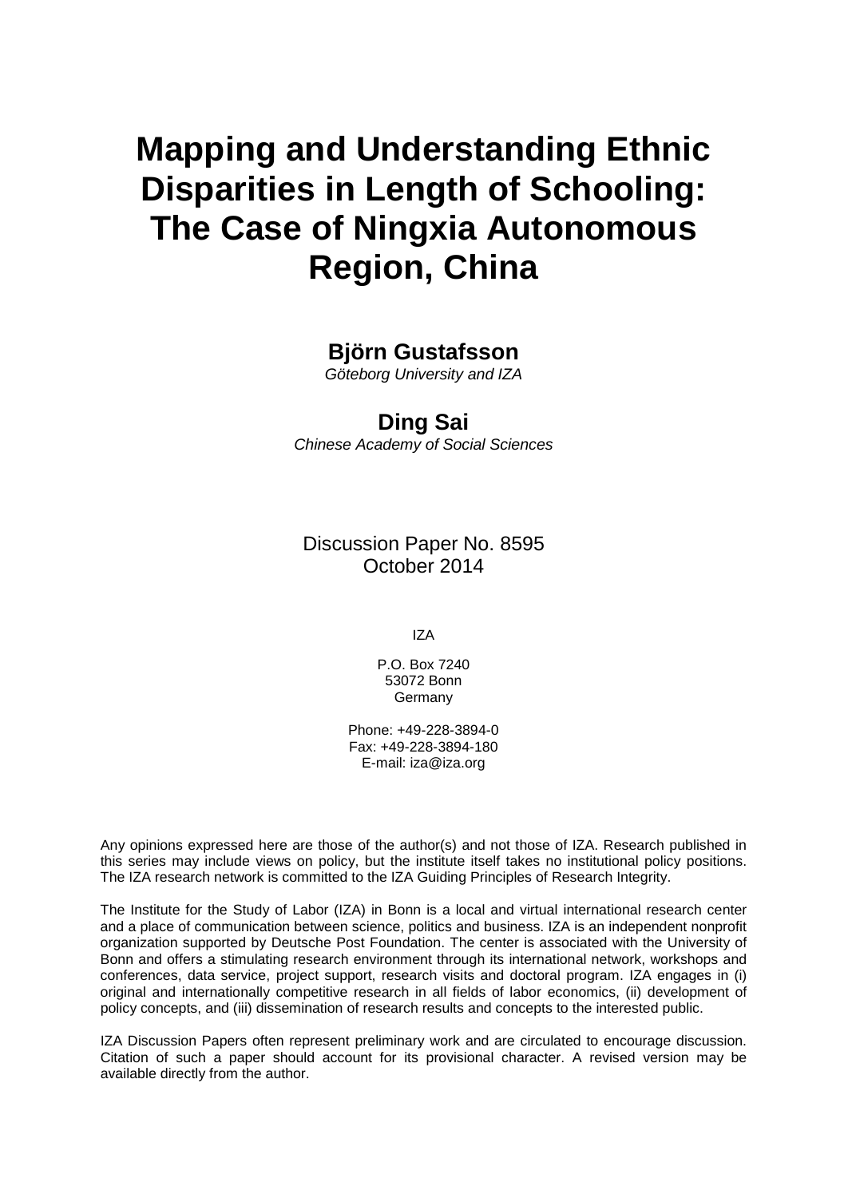# Mapping and Understanding Ethnic Disparities in Length of Schooling: The Case of Ningxia Autonomous Region, China

**Björn Gustafsson**

*Göteborg University and IZA*

**Ding Sai**

*Chinese Academy of Social Sciences*

Discussion Paper No. 8595
October 2014

IZA

P.O. Box 7240
53072 Bonn
Germany

Phone: +49-228-3894-0
Fax: +49-228-3894-180
E-mail: iza@iza.org

Any opinions expressed here are those of the author(s) and not those of IZA. Research published in this series may include views on policy, but the institute itself takes no institutional policy positions. The IZA research network is committed to the IZA Guiding Principles of Research Integrity.

The Institute for the Study of Labor (IZA) in Bonn is a local and virtual international research center and a place of communication between science, politics and business. IZA is an independent nonprofit organization supported by Deutsche Post Foundation. The center is associated with the University of Bonn and offers a stimulating research environment through its international network, workshops and conferences, data service, project support, research visits and doctoral program. IZA engages in (i) original and internationally competitive research in all fields of labor economics, (ii) development of policy concepts, and (iii) dissemination of research results and concepts to the interested public.

IZA Discussion Papers often represent preliminary work and are circulated to encourage discussion. Citation of such a paper should account for its provisional character. A revised version may be available directly from the author.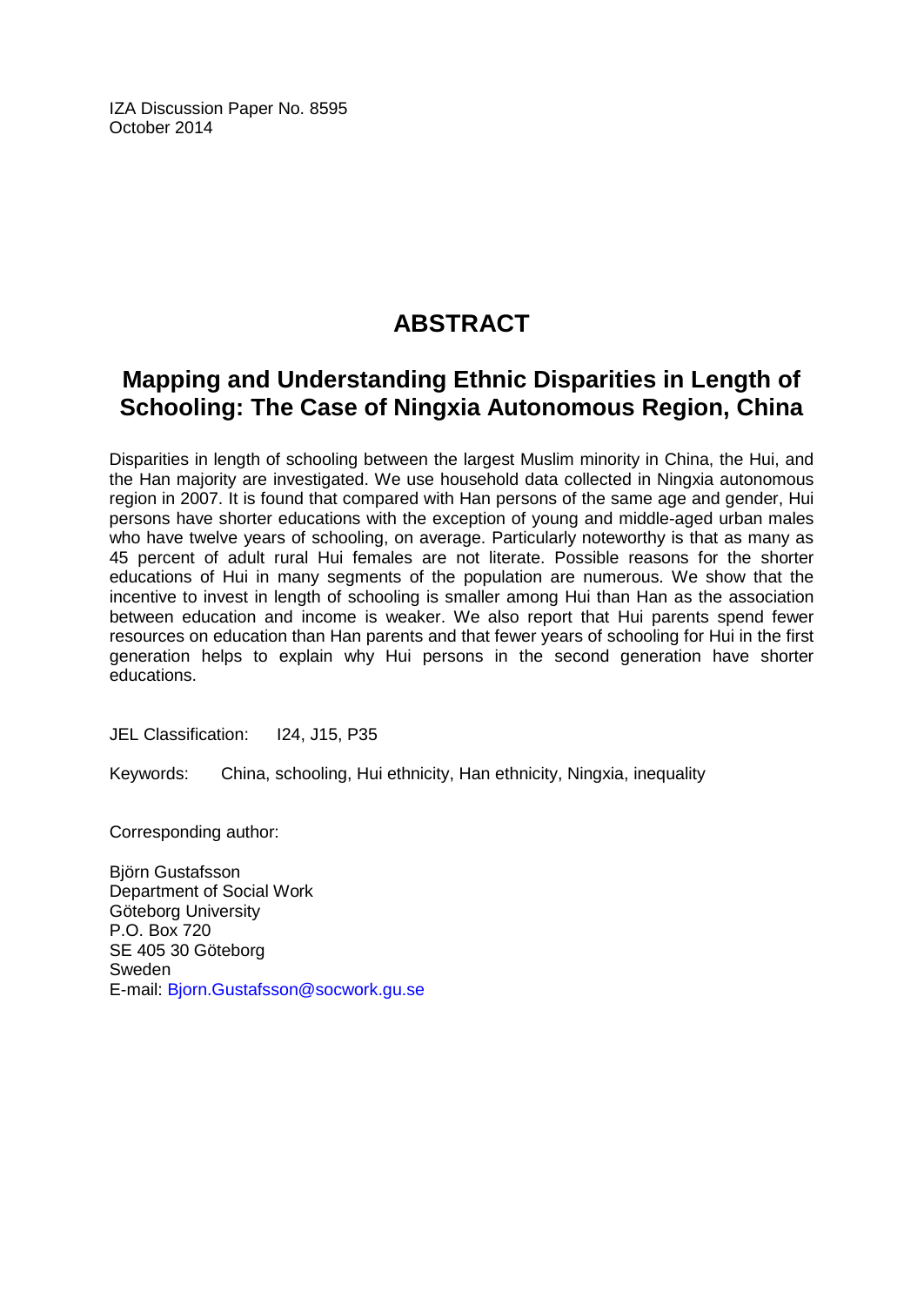IZA Discussion Paper No. 8595
October 2014

# ABSTRACT

## Mapping and Understanding Ethnic Disparities in Length of Schooling: The Case of Ningxia Autonomous Region, China

Disparities in length of schooling between the largest Muslim minority in China, the Hui, and the Han majority are investigated. We use household data collected in Ningxia autonomous region in 2007. It is found that compared with Han persons of the same age and gender, Hui persons have shorter educations with the exception of young and middle-aged urban males who have twelve years of schooling, on average. Particularly noteworthy is that as many as 45 percent of adult rural Hui females are not literate. Possible reasons for the shorter educations of Hui in many segments of the population are numerous. We show that the incentive to invest in length of schooling is smaller among Hui than Han as the association between education and income is weaker. We also report that Hui parents spend fewer resources on education than Han parents and that fewer years of schooling for Hui in the first generation helps to explain why Hui persons in the second generation have shorter educations.

JEL Classification: I24, J15, P35

Keywords: China, schooling, Hui ethnicity, Han ethnicity, Ningxia, inequality

Corresponding author:

Björn Gustafsson
Department of Social Work
Göteborg University
P.O. Box 720
SE 405 30 Göteborg
Sweden
E-mail: Bjorn.Gustafsson@socwork.gu.se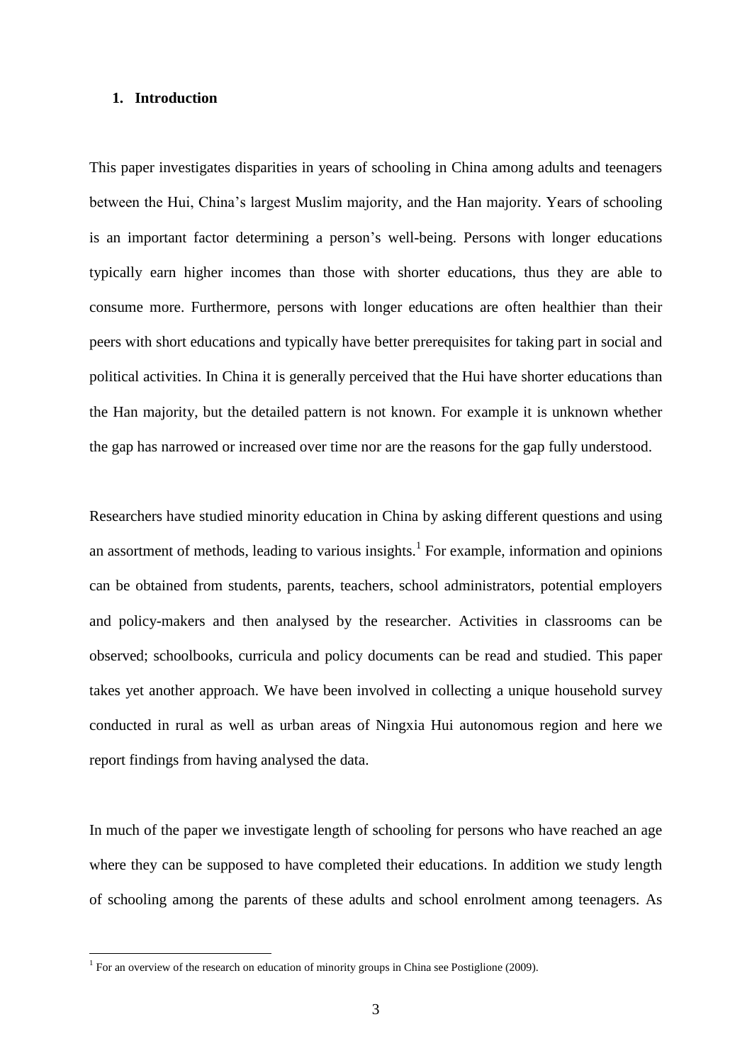## 1. Introduction

This paper investigates disparities in years of schooling in China among adults and teenagers between the Hui, China's largest Muslim majority, and the Han majority. Years of schooling is an important factor determining a person's well-being. Persons with longer educations typically earn higher incomes than those with shorter educations, thus they are able to consume more. Furthermore, persons with longer educations are often healthier than their peers with short educations and typically have better prerequisites for taking part in social and political activities. In China it is generally perceived that the Hui have shorter educations than the Han majority, but the detailed pattern is not known. For example it is unknown whether the gap has narrowed or increased over time nor are the reasons for the gap fully understood.

Researchers have studied minority education in China by asking different questions and using an assortment of methods, leading to various insights.[1] For example, information and opinions can be obtained from students, parents, teachers, school administrators, potential employers and policy-makers and then analysed by the researcher. Activities in classrooms can be observed; schoolbooks, curricula and policy documents can be read and studied. This paper takes yet another approach. We have been involved in collecting a unique household survey conducted in rural as well as urban areas of Ningxia Hui autonomous region and here we report findings from having analysed the data.

In much of the paper we investigate length of schooling for persons who have reached an age where they can be supposed to have completed their educations. In addition we study length of schooling among the parents of these adults and school enrolment among teenagers. As

[1] For an overview of the research on education of minority groups in China see Postiglione (2009).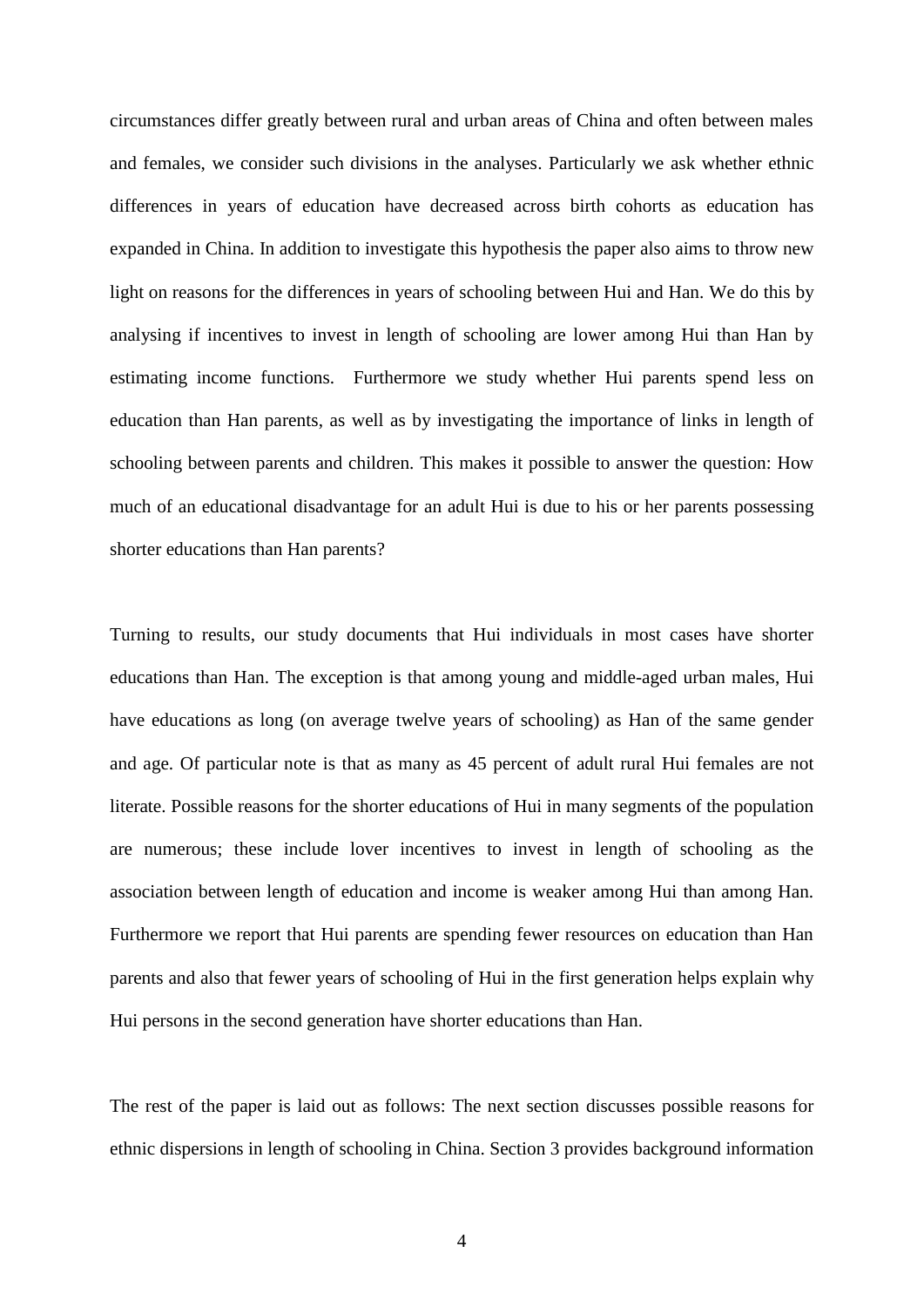circumstances differ greatly between rural and urban areas of China and often between males and females, we consider such divisions in the analyses. Particularly we ask whether ethnic differences in years of education have decreased across birth cohorts as education has expanded in China. In addition to investigate this hypothesis the paper also aims to throw new light on reasons for the differences in years of schooling between Hui and Han. We do this by analysing if incentives to invest in length of schooling are lower among Hui than Han by estimating income functions. Furthermore we study whether Hui parents spend less on education than Han parents, as well as by investigating the importance of links in length of schooling between parents and children. This makes it possible to answer the question: How much of an educational disadvantage for an adult Hui is due to his or her parents possessing shorter educations than Han parents?

Turning to results, our study documents that Hui individuals in most cases have shorter educations than Han. The exception is that among young and middle-aged urban males, Hui have educations as long (on average twelve years of schooling) as Han of the same gender and age. Of particular note is that as many as 45 percent of adult rural Hui females are not literate. Possible reasons for the shorter educations of Hui in many segments of the population are numerous; these include lover incentives to invest in length of schooling as the association between length of education and income is weaker among Hui than among Han. Furthermore we report that Hui parents are spending fewer resources on education than Han parents and also that fewer years of schooling of Hui in the first generation helps explain why Hui persons in the second generation have shorter educations than Han.

The rest of the paper is laid out as follows: The next section discusses possible reasons for ethnic dispersions in length of schooling in China. Section 3 provides background information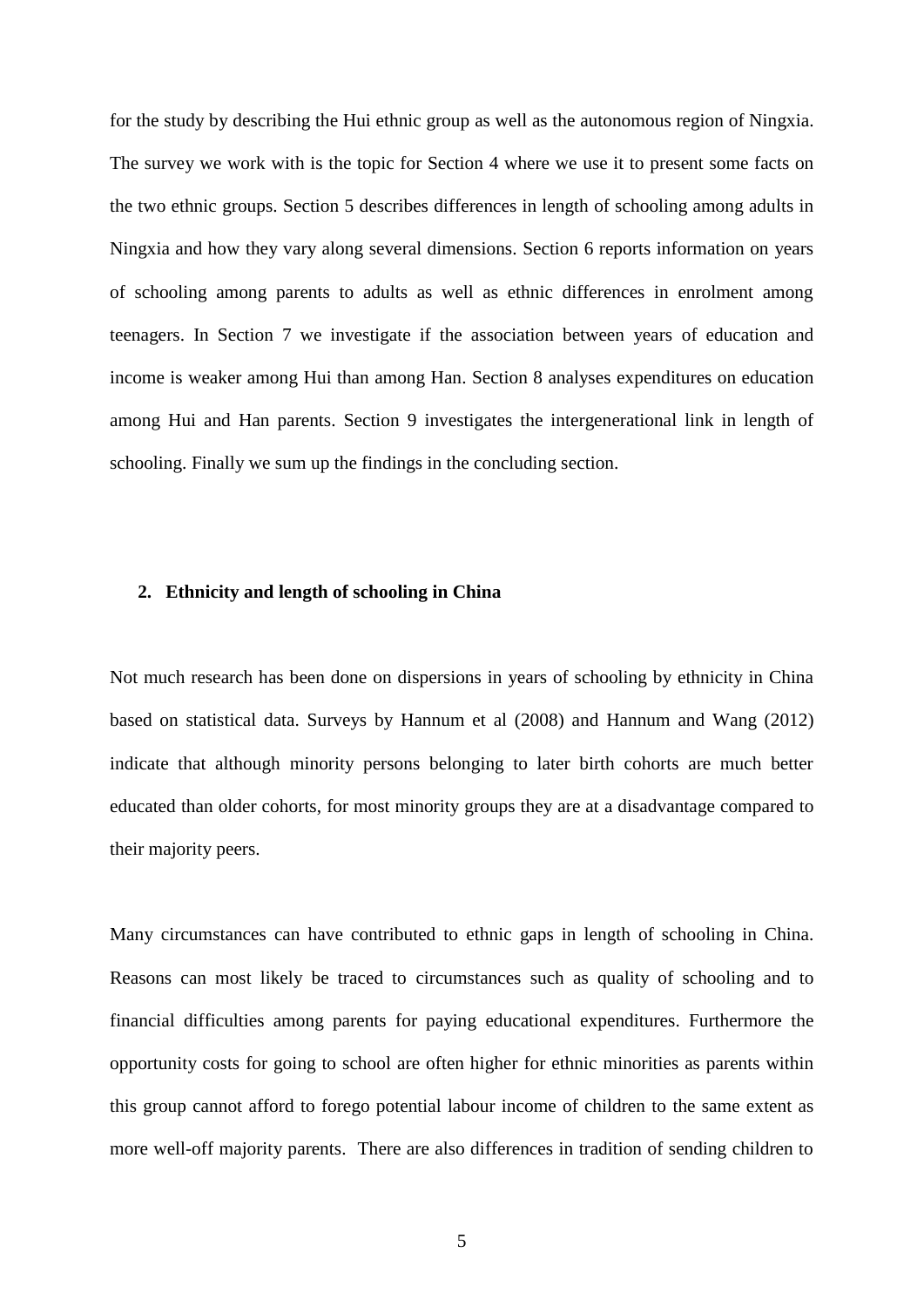for the study by describing the Hui ethnic group as well as the autonomous region of Ningxia. The survey we work with is the topic for Section 4 where we use it to present some facts on the two ethnic groups. Section 5 describes differences in length of schooling among adults in Ningxia and how they vary along several dimensions. Section 6 reports information on years of schooling among parents to adults as well as ethnic differences in enrolment among teenagers. In Section 7 we investigate if the association between years of education and income is weaker among Hui than among Han. Section 8 analyses expenditures on education among Hui and Han parents. Section 9 investigates the intergenerational link in length of schooling. Finally we sum up the findings in the concluding section.

## 2. Ethnicity and length of schooling in China

Not much research has been done on dispersions in years of schooling by ethnicity in China based on statistical data. Surveys by Hannum et al (2008) and Hannum and Wang (2012) indicate that although minority persons belonging to later birth cohorts are much better educated than older cohorts, for most minority groups they are at a disadvantage compared to their majority peers.

Many circumstances can have contributed to ethnic gaps in length of schooling in China. Reasons can most likely be traced to circumstances such as quality of schooling and to financial difficulties among parents for paying educational expenditures. Furthermore the opportunity costs for going to school are often higher for ethnic minorities as parents within this group cannot afford to forego potential labour income of children to the same extent as more well-off majority parents. There are also differences in tradition of sending children to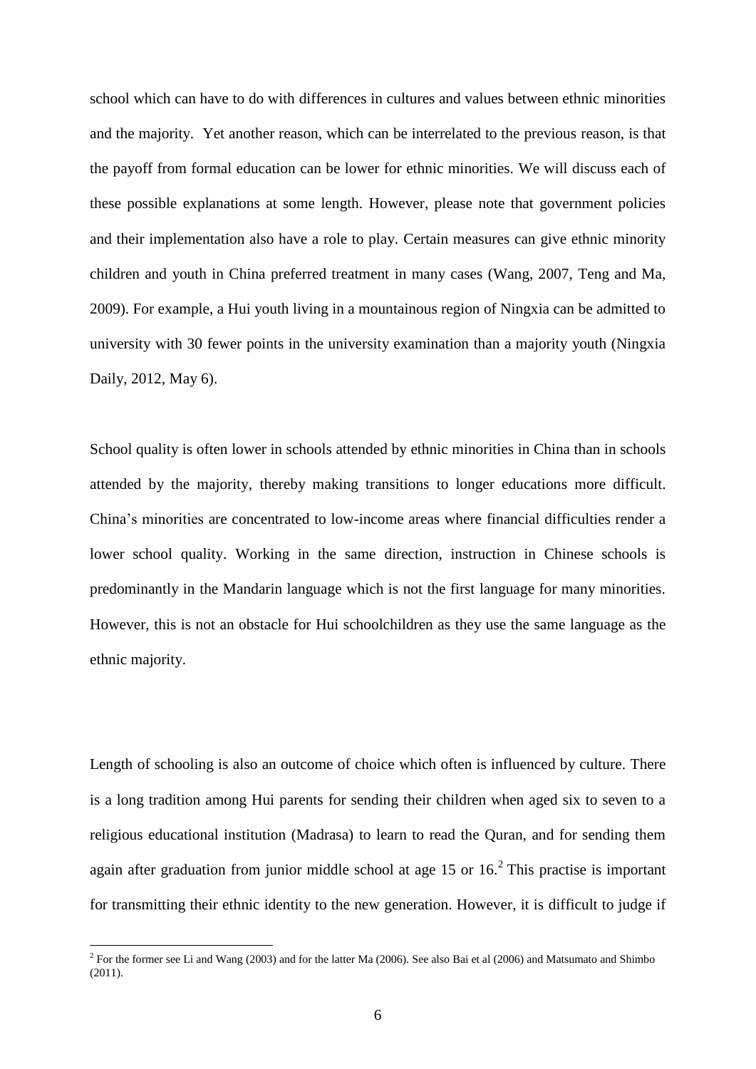school which can have to do with differences in cultures and values between ethnic minorities and the majority. Yet another reason, which can be interrelated to the previous reason, is that the payoff from formal education can be lower for ethnic minorities. We will discuss each of these possible explanations at some length. However, please note that government policies and their implementation also have a role to play. Certain measures can give ethnic minority children and youth in China preferred treatment in many cases (Wang, 2007, Teng and Ma, 2009). For example, a Hui youth living in a mountainous region of Ningxia can be admitted to university with 30 fewer points in the university examination than a majority youth (Ningxia Daily, 2012, May 6).

School quality is often lower in schools attended by ethnic minorities in China than in schools attended by the majority, thereby making transitions to longer educations more difficult. China's minorities are concentrated to low-income areas where financial difficulties render a lower school quality. Working in the same direction, instruction in Chinese schools is predominantly in the Mandarin language which is not the first language for many minorities. However, this is not an obstacle for Hui schoolchildren as they use the same language as the ethnic majority.

Length of schooling is also an outcome of choice which often is influenced by culture. There is a long tradition among Hui parents for sending their children when aged six to seven to a religious educational institution (Madrasa) to learn to read the Quran, and for sending them again after graduation from junior middle school at age 15 or 16.[2] This practise is important for transmitting their ethnic identity to the new generation. However, it is difficult to judge if

[2] For the former see Li and Wang (2003) and for the latter Ma (2006). See also Bai et al (2006) and Matsumato and Shimbo (2011).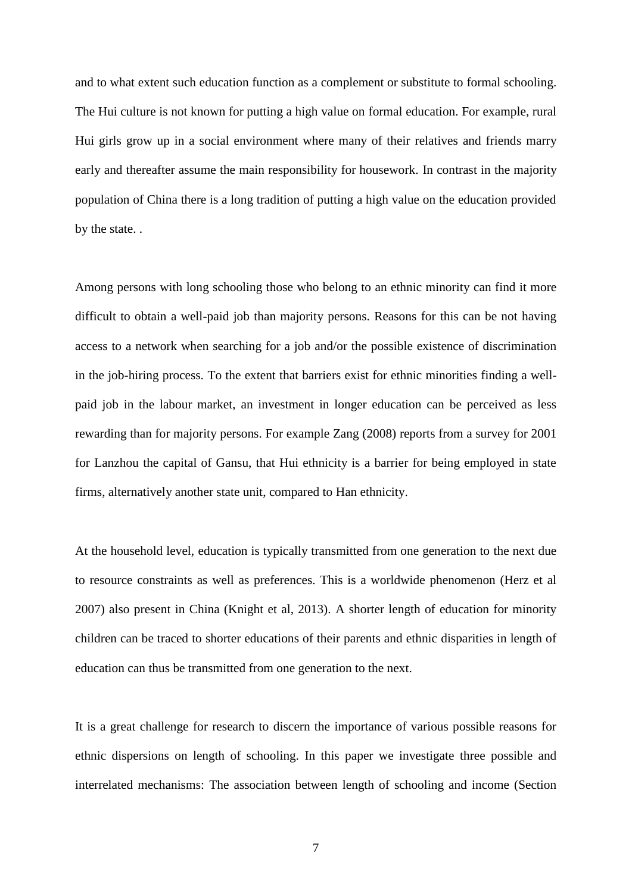and to what extent such education function as a complement or substitute to formal schooling. The Hui culture is not known for putting a high value on formal education. For example, rural Hui girls grow up in a social environment where many of their relatives and friends marry early and thereafter assume the main responsibility for housework. In contrast in the majority population of China there is a long tradition of putting a high value on the education provided by the state. .

Among persons with long schooling those who belong to an ethnic minority can find it more difficult to obtain a well-paid job than majority persons. Reasons for this can be not having access to a network when searching for a job and/or the possible existence of discrimination in the job-hiring process. To the extent that barriers exist for ethnic minorities finding a well-paid job in the labour market, an investment in longer education can be perceived as less rewarding than for majority persons. For example Zang (2008) reports from a survey for 2001 for Lanzhou the capital of Gansu, that Hui ethnicity is a barrier for being employed in state firms, alternatively another state unit, compared to Han ethnicity.

At the household level, education is typically transmitted from one generation to the next due to resource constraints as well as preferences. This is a worldwide phenomenon (Herz et al 2007) also present in China (Knight et al, 2013). A shorter length of education for minority children can be traced to shorter educations of their parents and ethnic disparities in length of education can thus be transmitted from one generation to the next.

It is a great challenge for research to discern the importance of various possible reasons for ethnic dispersions on length of schooling. In this paper we investigate three possible and interrelated mechanisms: The association between length of schooling and income (Section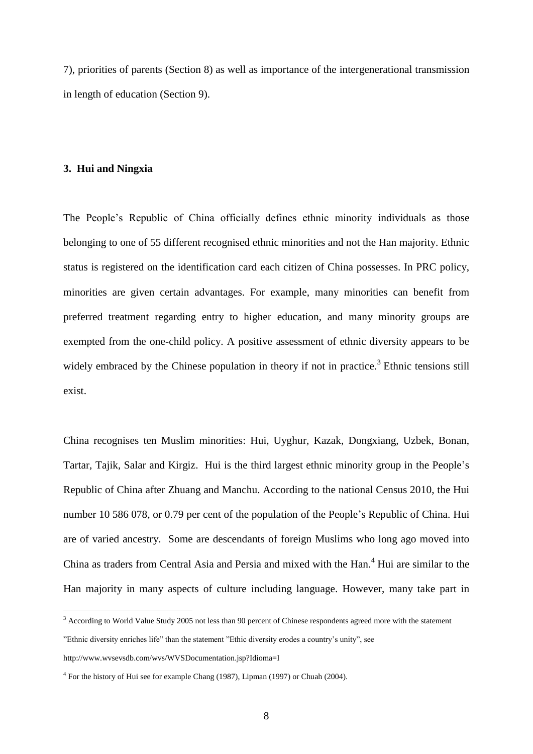7), priorities of parents (Section 8) as well as importance of the intergenerational transmission in length of education (Section 9).

## 3. Hui and Ningxia

The People's Republic of China officially defines ethnic minority individuals as those belonging to one of 55 different recognised ethnic minorities and not the Han majority. Ethnic status is registered on the identification card each citizen of China possesses. In PRC policy, minorities are given certain advantages. For example, many minorities can benefit from preferred treatment regarding entry to higher education, and many minority groups are exempted from the one-child policy. A positive assessment of ethnic diversity appears to be widely embraced by the Chinese population in theory if not in practice.[3] Ethnic tensions still exist.

China recognises ten Muslim minorities: Hui, Uyghur, Kazak, Dongxiang, Uzbek, Bonan, Tartar, Tajik, Salar and Kirgiz. Hui is the third largest ethnic minority group in the People's Republic of China after Zhuang and Manchu. According to the national Census 2010, the Hui number 10 586 078, or 0.79 per cent of the population of the People's Republic of China. Hui are of varied ancestry. Some are descendants of foreign Muslims who long ago moved into China as traders from Central Asia and Persia and mixed with the Han.[4] Hui are similar to the Han majority in many aspects of culture including language. However, many take part in

[3] According to World Value Study 2005 not less than 90 percent of Chinese respondents agreed more with the statement "Ethnic diversity enriches life" than the statement "Ethic diversity erodes a country's unity", see http://www.wvsevsdb.com/wvs/WVSDocumentation.jsp?Idioma=I

[4] For the history of Hui see for example Chang (1987), Lipman (1997) or Chuah (2004).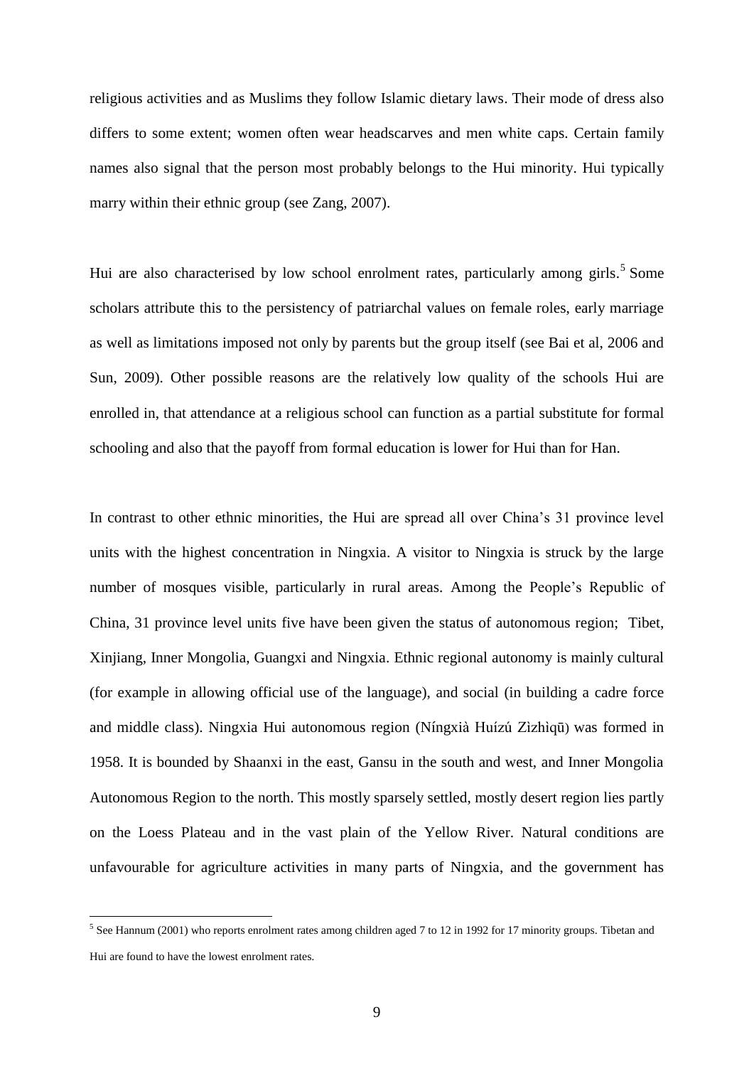religious activities and as Muslims they follow Islamic dietary laws. Their mode of dress also differs to some extent; women often wear headscarves and men white caps. Certain family names also signal that the person most probably belongs to the Hui minority. Hui typically marry within their ethnic group (see Zang, 2007).

Hui are also characterised by low school enrolment rates, particularly among girls.[5] Some scholars attribute this to the persistency of patriarchal values on female roles, early marriage as well as limitations imposed not only by parents but the group itself (see Bai et al, 2006 and Sun, 2009). Other possible reasons are the relatively low quality of the schools Hui are enrolled in, that attendance at a religious school can function as a partial substitute for formal schooling and also that the payoff from formal education is lower for Hui than for Han.

In contrast to other ethnic minorities, the Hui are spread all over China's 31 province level units with the highest concentration in Ningxia. A visitor to Ningxia is struck by the large number of mosques visible, particularly in rural areas. Among the People's Republic of China, 31 province level units five have been given the status of autonomous region; Tibet, Xinjiang, Inner Mongolia, Guangxi and Ningxia. Ethnic regional autonomy is mainly cultural (for example in allowing official use of the language), and social (in building a cadre force and middle class). Ningxia Hui autonomous region (Níngxià Huízú Zìzhìqū) was formed in 1958. It is bounded by Shaanxi in the east, Gansu in the south and west, and Inner Mongolia Autonomous Region to the north. This mostly sparsely settled, mostly desert region lies partly on the Loess Plateau and in the vast plain of the Yellow River. Natural conditions are unfavourable for agriculture activities in many parts of Ningxia, and the government has

[5] See Hannum (2001) who reports enrolment rates among children aged 7 to 12 in 1992 for 17 minority groups. Tibetan and Hui are found to have the lowest enrolment rates.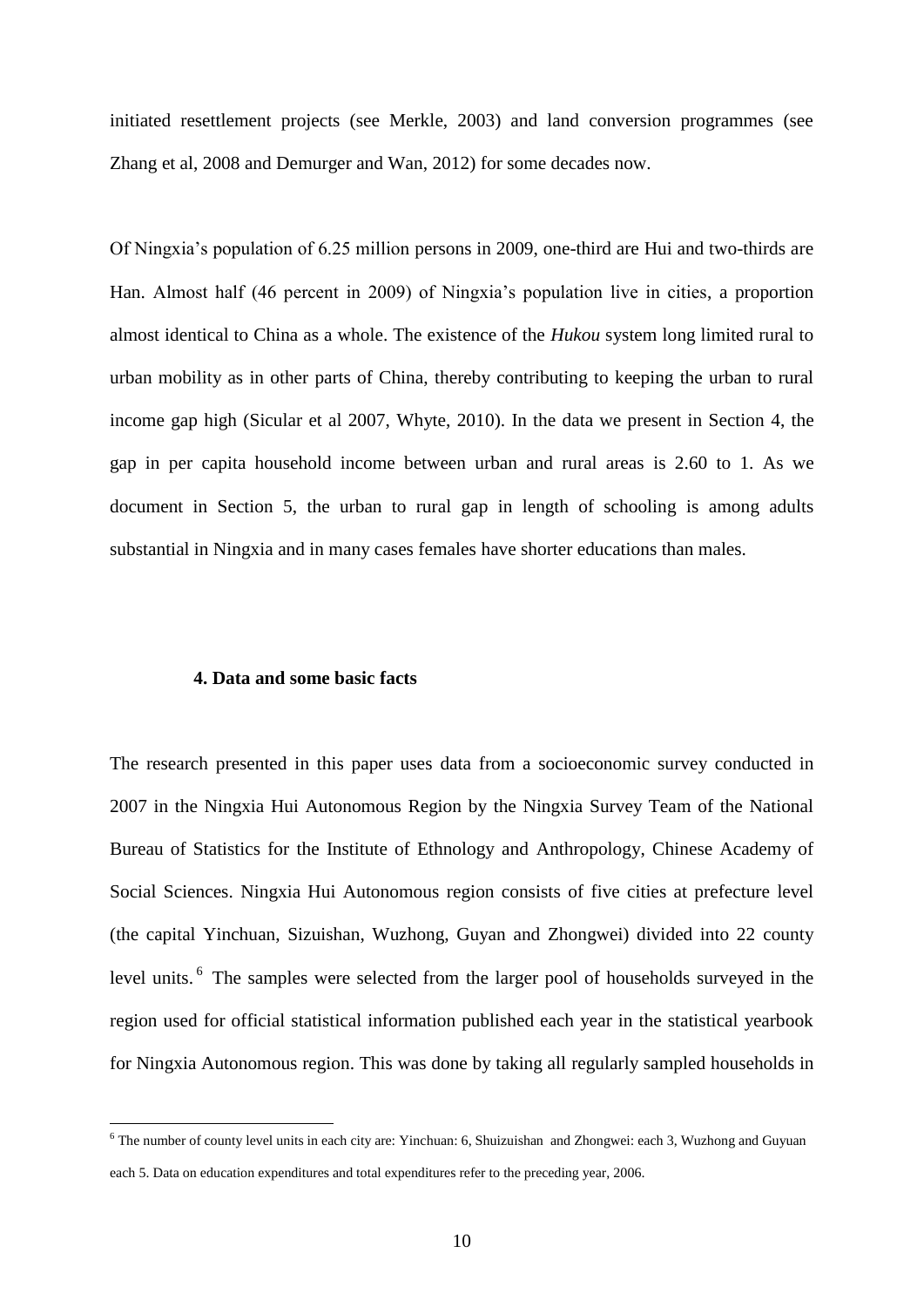initiated resettlement projects (see Merkle, 2003) and land conversion programmes (see Zhang et al, 2008 and Demurger and Wan, 2012) for some decades now.

Of Ningxia's population of 6.25 million persons in 2009, one-third are Hui and two-thirds are Han. Almost half (46 percent in 2009) of Ningxia's population live in cities, a proportion almost identical to China as a whole. The existence of the *Hukou* system long limited rural to urban mobility as in other parts of China, thereby contributing to keeping the urban to rural income gap high (Sicular et al 2007, Whyte, 2010). In the data we present in Section 4, the gap in per capita household income between urban and rural areas is 2.60 to 1. As we document in Section 5, the urban to rural gap in length of schooling is among adults substantial in Ningxia and in many cases females have shorter educations than males.

## 4. Data and some basic facts

The research presented in this paper uses data from a socioeconomic survey conducted in 2007 in the Ningxia Hui Autonomous Region by the Ningxia Survey Team of the National Bureau of Statistics for the Institute of Ethnology and Anthropology, Chinese Academy of Social Sciences. Ningxia Hui Autonomous region consists of five cities at prefecture level (the capital Yinchuan, Sizuishan, Wuzhong, Guyan and Zhongwei) divided into 22 county level units.[6] The samples were selected from the larger pool of households surveyed in the region used for official statistical information published each year in the statistical yearbook for Ningxia Autonomous region. This was done by taking all regularly sampled households in

[6] The number of county level units in each city are: Yinchuan: 6, Shuizuishan and Zhongwei: each 3, Wuzhong and Guyuan each 5. Data on education expenditures and total expenditures refer to the preceding year, 2006.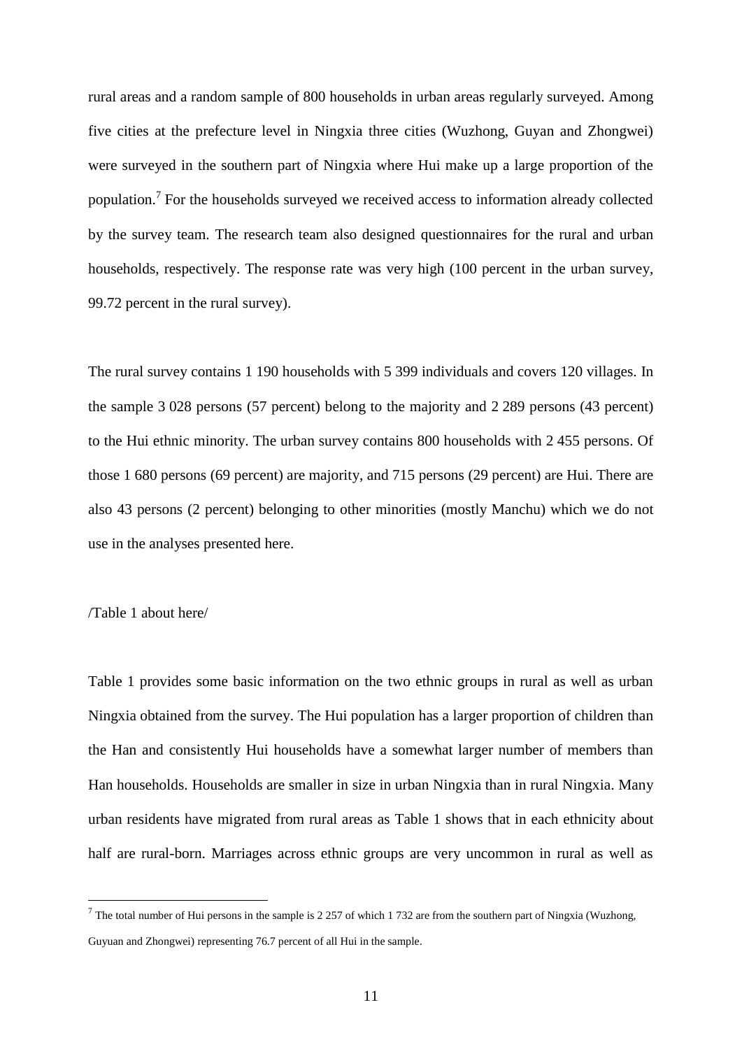rural areas and a random sample of 800 households in urban areas regularly surveyed. Among five cities at the prefecture level in Ningxia three cities (Wuzhong, Guyan and Zhongwei) were surveyed in the southern part of Ningxia where Hui make up a large proportion of the population.[7] For the households surveyed we received access to information already collected by the survey team. The research team also designed questionnaires for the rural and urban households, respectively. The response rate was very high (100 percent in the urban survey, 99.72 percent in the rural survey).

The rural survey contains 1 190 households with 5 399 individuals and covers 120 villages. In the sample 3 028 persons (57 percent) belong to the majority and 2 289 persons (43 percent) to the Hui ethnic minority. The urban survey contains 800 households with 2 455 persons. Of those 1 680 persons (69 percent) are majority, and 715 persons (29 percent) are Hui. There are also 43 persons (2 percent) belonging to other minorities (mostly Manchu) which we do not use in the analyses presented here.

/Table 1 about here/

Table 1 provides some basic information on the two ethnic groups in rural as well as urban Ningxia obtained from the survey. The Hui population has a larger proportion of children than the Han and consistently Hui households have a somewhat larger number of members than Han households. Households are smaller in size in urban Ningxia than in rural Ningxia. Many urban residents have migrated from rural areas as Table 1 shows that in each ethnicity about half are rural-born. Marriages across ethnic groups are very uncommon in rural as well as

---

[7] The total number of Hui persons in the sample is 2 257 of which 1 732 are from the southern part of Ningxia (Wuzhong, Guyuan and Zhongwei) representing 76.7 percent of all Hui in the sample.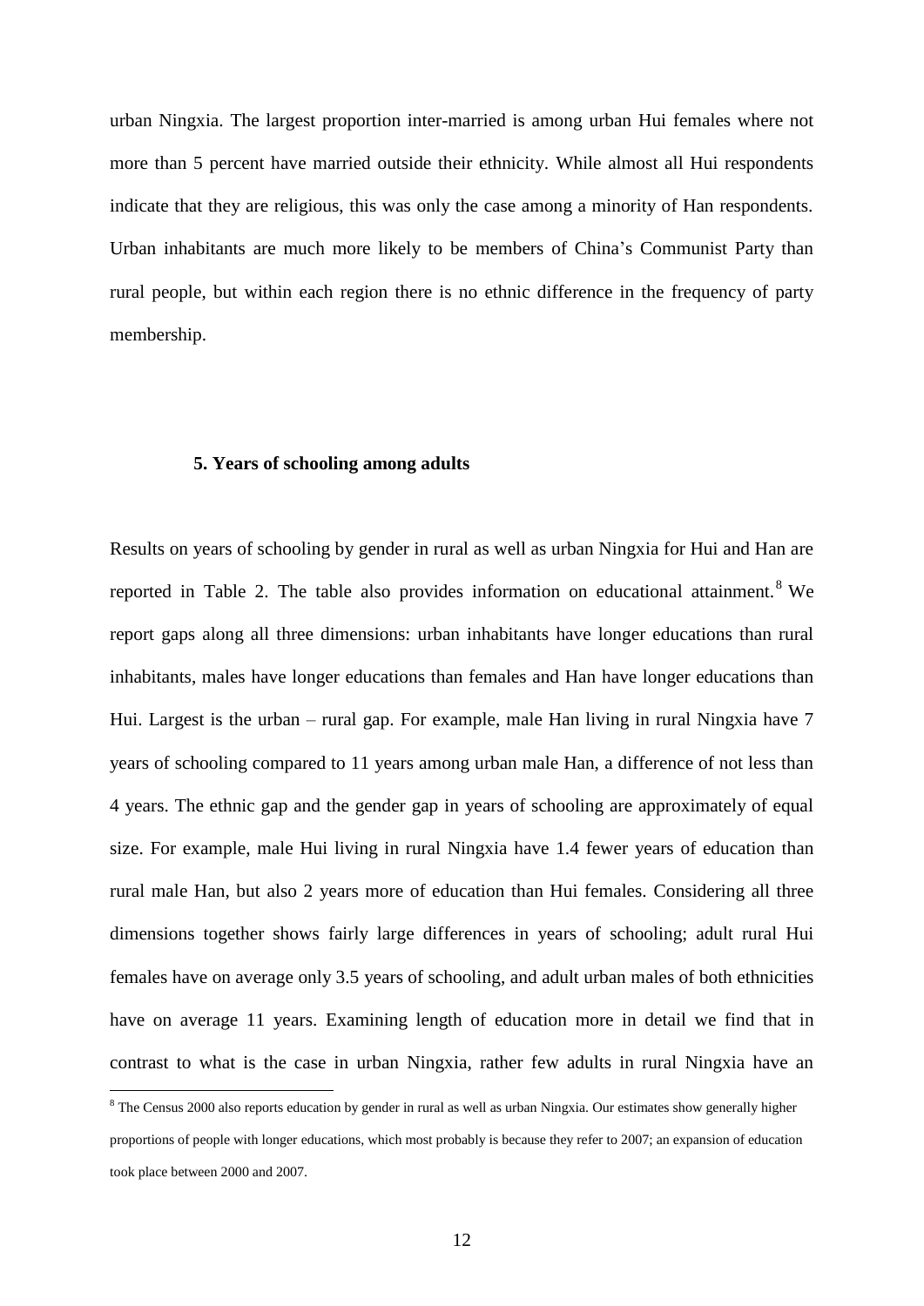urban Ningxia. The largest proportion inter-married is among urban Hui females where not more than 5 percent have married outside their ethnicity. While almost all Hui respondents indicate that they are religious, this was only the case among a minority of Han respondents. Urban inhabitants are much more likely to be members of China's Communist Party than rural people, but within each region there is no ethnic difference in the frequency of party membership.

## 5. Years of schooling among adults

Results on years of schooling by gender in rural as well as urban Ningxia for Hui and Han are reported in Table 2. The table also provides information on educational attainment.[8] We report gaps along all three dimensions: urban inhabitants have longer educations than rural inhabitants, males have longer educations than females and Han have longer educations than Hui. Largest is the urban – rural gap. For example, male Han living in rural Ningxia have 7 years of schooling compared to 11 years among urban male Han, a difference of not less than 4 years. The ethnic gap and the gender gap in years of schooling are approximately of equal size. For example, male Hui living in rural Ningxia have 1.4 fewer years of education than rural male Han, but also 2 years more of education than Hui females. Considering all three dimensions together shows fairly large differences in years of schooling; adult rural Hui females have on average only 3.5 years of schooling, and adult urban males of both ethnicities have on average 11 years. Examining length of education more in detail we find that in contrast to what is the case in urban Ningxia, rather few adults in rural Ningxia have an

[8] The Census 2000 also reports education by gender in rural as well as urban Ningxia. Our estimates show generally higher proportions of people with longer educations, which most probably is because they refer to 2007; an expansion of education took place between 2000 and 2007.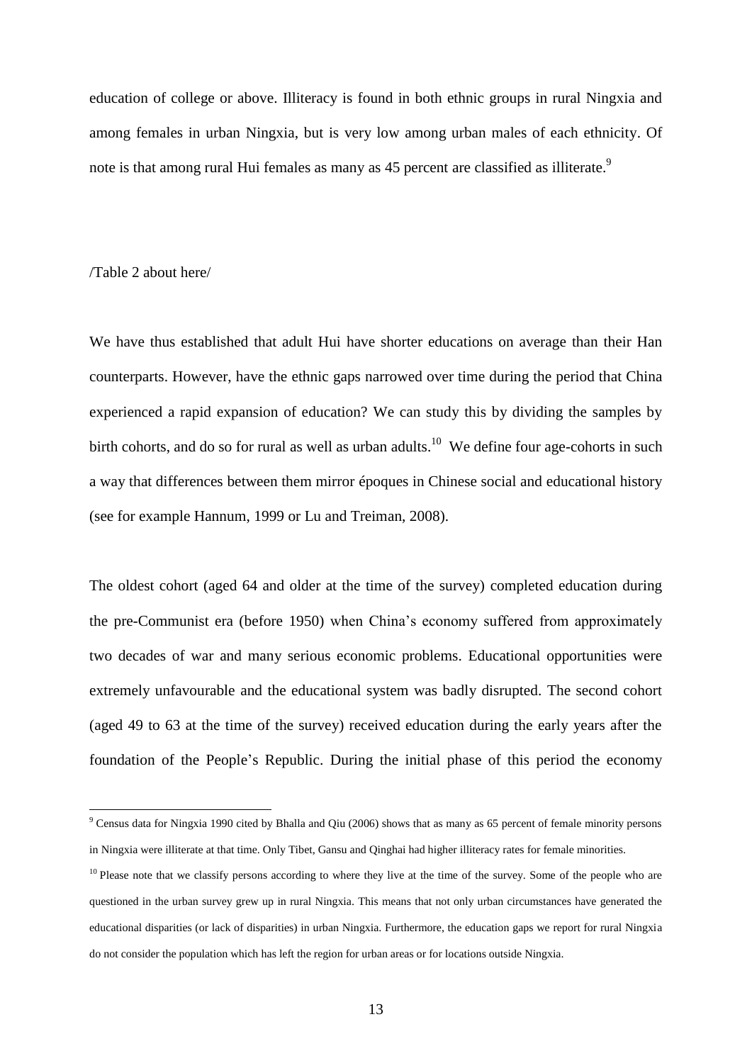education of college or above. Illiteracy is found in both ethnic groups in rural Ningxia and among females in urban Ningxia, but is very low among urban males of each ethnicity. Of note is that among rural Hui females as many as 45 percent are classified as illiterate.[9]

/Table 2 about here/

We have thus established that adult Hui have shorter educations on average than their Han counterparts. However, have the ethnic gaps narrowed over time during the period that China experienced a rapid expansion of education? We can study this by dividing the samples by birth cohorts, and do so for rural as well as urban adults.[10] We define four age-cohorts in such a way that differences between them mirror époques in Chinese social and educational history (see for example Hannum, 1999 or Lu and Treiman, 2008).

The oldest cohort (aged 64 and older at the time of the survey) completed education during the pre-Communist era (before 1950) when China's economy suffered from approximately two decades of war and many serious economic problems. Educational opportunities were extremely unfavourable and the educational system was badly disrupted. The second cohort (aged 49 to 63 at the time of the survey) received education during the early years after the foundation of the People's Republic. During the initial phase of this period the economy

[9] Census data for Ningxia 1990 cited by Bhalla and Qiu (2006) shows that as many as 65 percent of female minority persons in Ningxia were illiterate at that time. Only Tibet, Gansu and Qinghai had higher illiteracy rates for female minorities.

[10] Please note that we classify persons according to where they live at the time of the survey. Some of the people who are questioned in the urban survey grew up in rural Ningxia. This means that not only urban circumstances have generated the educational disparities (or lack of disparities) in urban Ningxia. Furthermore, the education gaps we report for rural Ningxia do not consider the population which has left the region for urban areas or for locations outside Ningxia.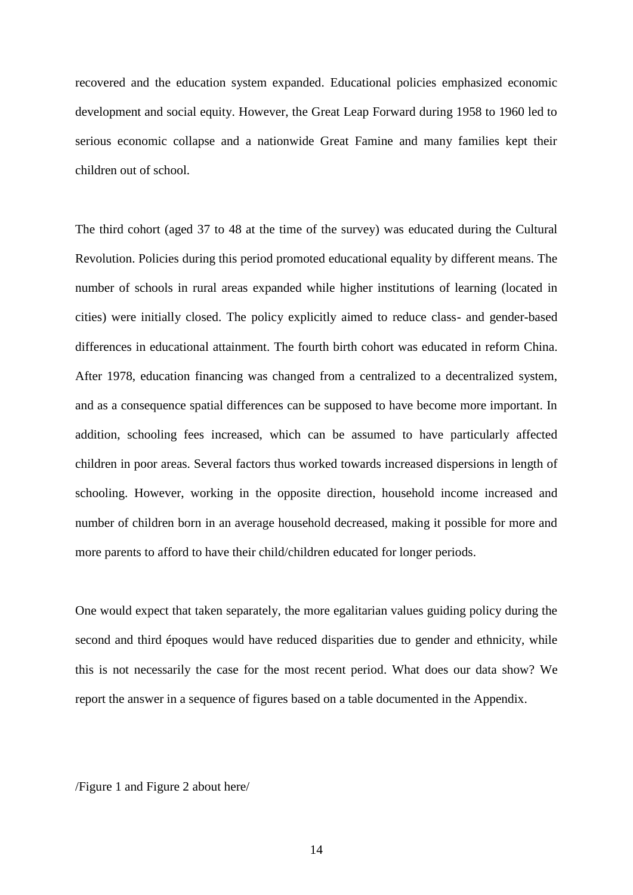recovered and the education system expanded. Educational policies emphasized economic development and social equity. However, the Great Leap Forward during 1958 to 1960 led to serious economic collapse and a nationwide Great Famine and many families kept their children out of school.

The third cohort (aged 37 to 48 at the time of the survey) was educated during the Cultural Revolution. Policies during this period promoted educational equality by different means. The number of schools in rural areas expanded while higher institutions of learning (located in cities) were initially closed. The policy explicitly aimed to reduce class- and gender-based differences in educational attainment. The fourth birth cohort was educated in reform China. After 1978, education financing was changed from a centralized to a decentralized system, and as a consequence spatial differences can be supposed to have become more important. In addition, schooling fees increased, which can be assumed to have particularly affected children in poor areas. Several factors thus worked towards increased dispersions in length of schooling. However, working in the opposite direction, household income increased and number of children born in an average household decreased, making it possible for more and more parents to afford to have their child/children educated for longer periods.

One would expect that taken separately, the more egalitarian values guiding policy during the second and third époques would have reduced disparities due to gender and ethnicity, while this is not necessarily the case for the most recent period. What does our data show? We report the answer in a sequence of figures based on a table documented in the Appendix.

/Figure 1 and Figure 2 about here/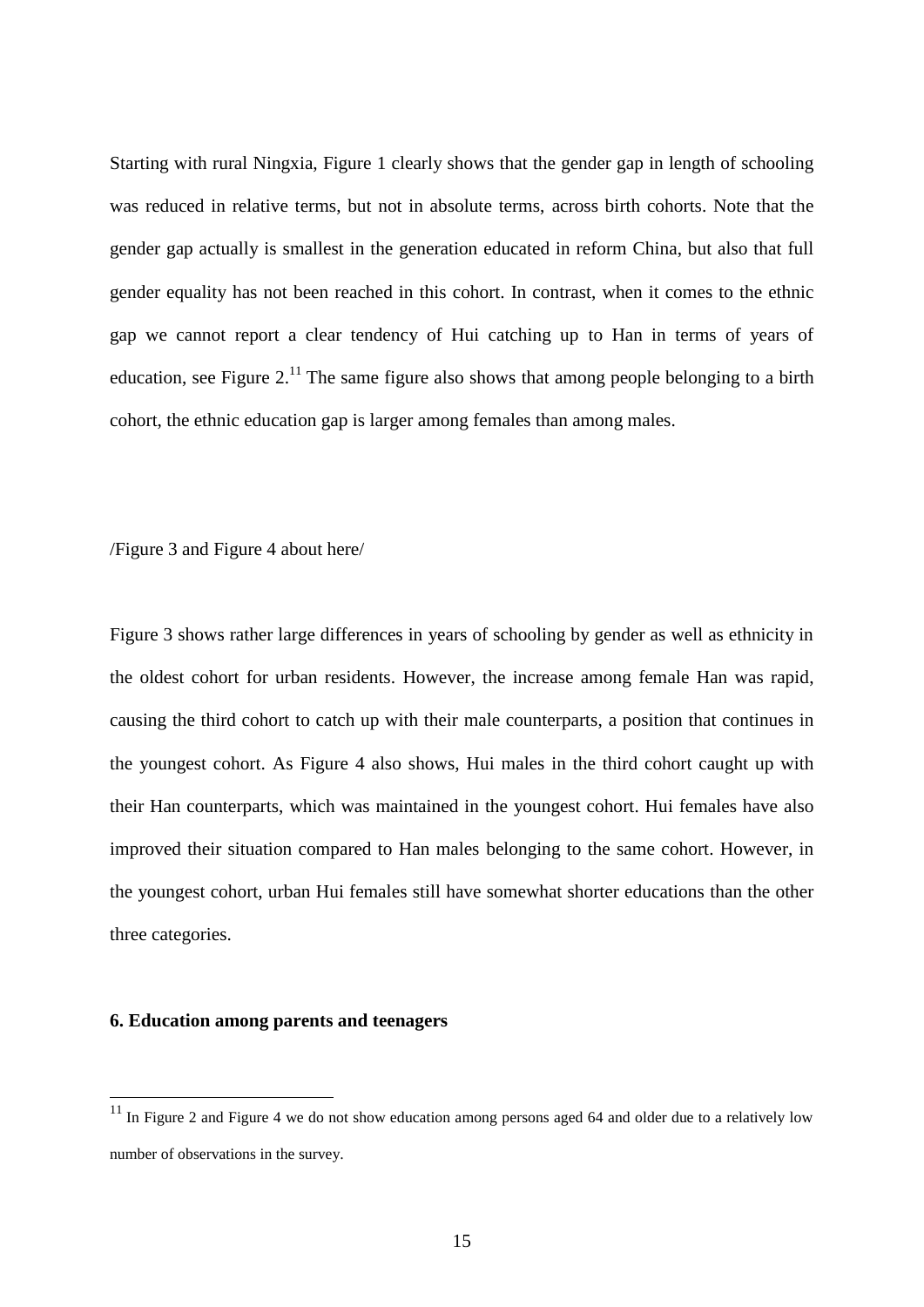Starting with rural Ningxia, Figure 1 clearly shows that the gender gap in length of schooling was reduced in relative terms, but not in absolute terms, across birth cohorts. Note that the gender gap actually is smallest in the generation educated in reform China, but also that full gender equality has not been reached in this cohort. In contrast, when it comes to the ethnic gap we cannot report a clear tendency of Hui catching up to Han in terms of years of education, see Figure 2.[11] The same figure also shows that among people belonging to a birth cohort, the ethnic education gap is larger among females than among males.

/Figure 3 and Figure 4 about here/

Figure 3 shows rather large differences in years of schooling by gender as well as ethnicity in the oldest cohort for urban residents. However, the increase among female Han was rapid, causing the third cohort to catch up with their male counterparts, a position that continues in the youngest cohort. As Figure 4 also shows, Hui males in the third cohort caught up with their Han counterparts, which was maintained in the youngest cohort. Hui females have also improved their situation compared to Han males belonging to the same cohort. However, in the youngest cohort, urban Hui females still have somewhat shorter educations than the other three categories.

## 6. Education among parents and teenagers

[11] In Figure 2 and Figure 4 we do not show education among persons aged 64 and older due to a relatively low number of observations in the survey.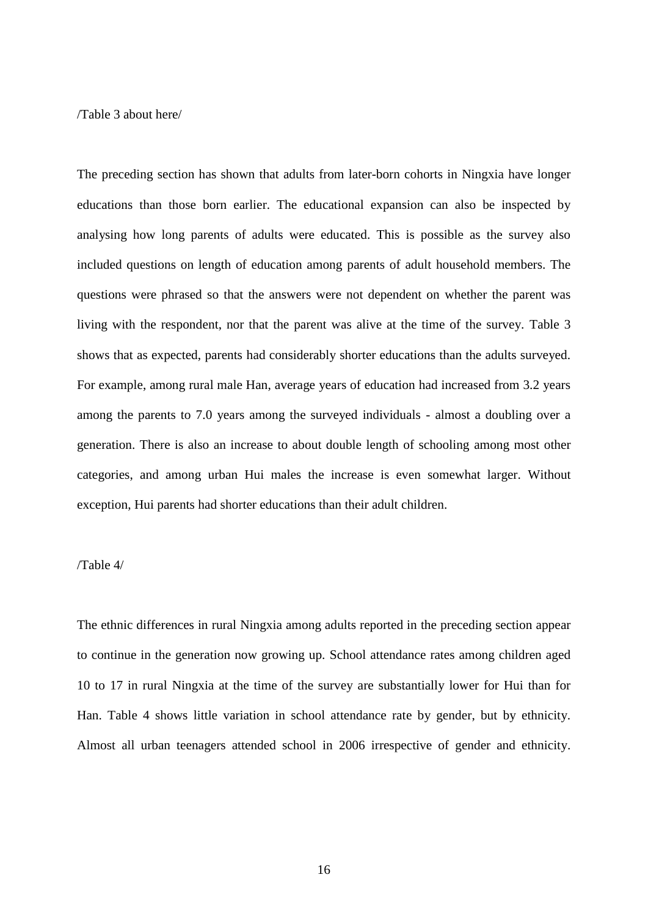/Table 3 about here/

The preceding section has shown that adults from later-born cohorts in Ningxia have longer educations than those born earlier. The educational expansion can also be inspected by analysing how long parents of adults were educated. This is possible as the survey also included questions on length of education among parents of adult household members. The questions were phrased so that the answers were not dependent on whether the parent was living with the respondent, nor that the parent was alive at the time of the survey. Table 3 shows that as expected, parents had considerably shorter educations than the adults surveyed. For example, among rural male Han, average years of education had increased from 3.2 years among the parents to 7.0 years among the surveyed individuals - almost a doubling over a generation. There is also an increase to about double length of schooling among most other categories, and among urban Hui males the increase is even somewhat larger. Without exception, Hui parents had shorter educations than their adult children.

/Table 4/

The ethnic differences in rural Ningxia among adults reported in the preceding section appear to continue in the generation now growing up. School attendance rates among children aged 10 to 17 in rural Ningxia at the time of the survey are substantially lower for Hui than for Han. Table 4 shows little variation in school attendance rate by gender, but by ethnicity. Almost all urban teenagers attended school in 2006 irrespective of gender and ethnicity.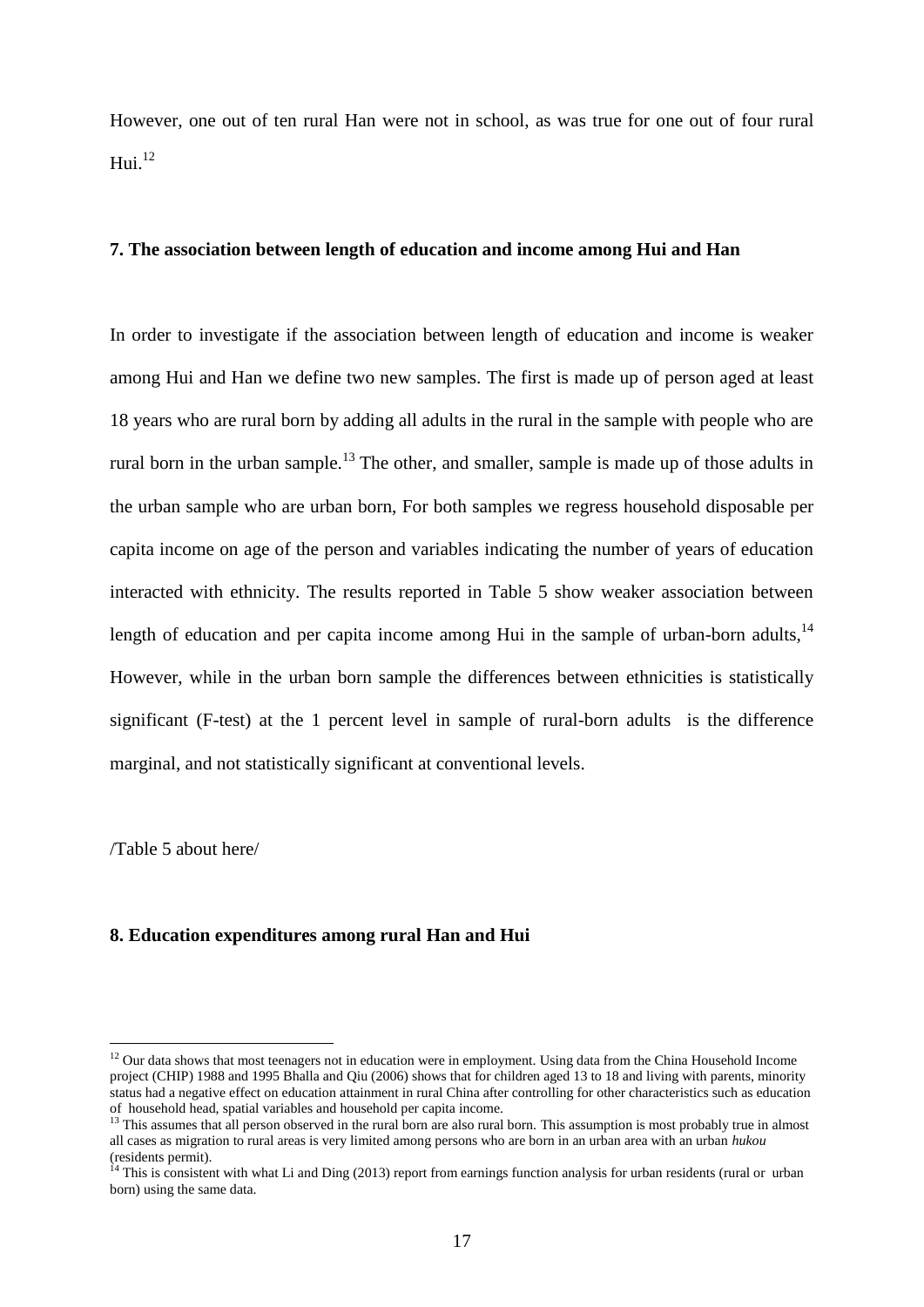However, one out of ten rural Han were not in school, as was true for one out of four rural Hui.[12]

## 7. The association between length of education and income among Hui and Han

In order to investigate if the association between length of education and income is weaker among Hui and Han we define two new samples. The first is made up of person aged at least 18 years who are rural born by adding all adults in the rural in the sample with people who are rural born in the urban sample.[13] The other, and smaller, sample is made up of those adults in the urban sample who are urban born, For both samples we regress household disposable per capita income on age of the person and variables indicating the number of years of education interacted with ethnicity. The results reported in Table 5 show weaker association between length of education and per capita income among Hui in the sample of urban-born adults,[14] However, while in the urban born sample the differences between ethnicities is statistically significant (F-test) at the 1 percent level in sample of rural-born adults is the difference marginal, and not statistically significant at conventional levels.

/Table 5 about here/

## 8. Education expenditures among rural Han and Hui

---

[12] Our data shows that most teenagers not in education were in employment. Using data from the China Household Income project (CHIP) 1988 and 1995 Bhalla and Qiu (2006) shows that for children aged 13 to 18 and living with parents, minority status had a negative effect on education attainment in rural China after controlling for other characteristics such as education of household head, spatial variables and household per capita income.

[13] This assumes that all person observed in the rural born are also rural born. This assumption is most probably true in almost all cases as migration to rural areas is very limited among persons who are born in an urban area with an urban *hukou* (residents permit).

[14] This is consistent with what Li and Ding (2013) report from earnings function analysis for urban residents (rural or urban born) using the same data.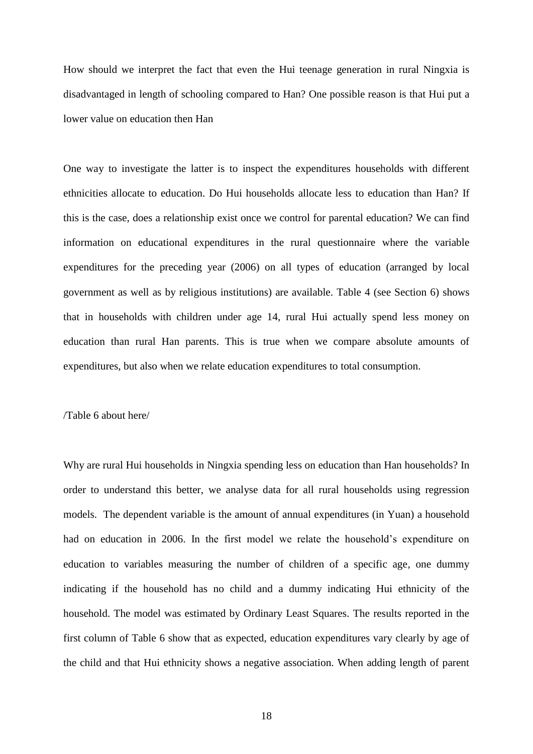How should we interpret the fact that even the Hui teenage generation in rural Ningxia is disadvantaged in length of schooling compared to Han? One possible reason is that Hui put a lower value on education then Han

One way to investigate the latter is to inspect the expenditures households with different ethnicities allocate to education. Do Hui households allocate less to education than Han? If this is the case, does a relationship exist once we control for parental education? We can find information on educational expenditures in the rural questionnaire where the variable expenditures for the preceding year (2006) on all types of education (arranged by local government as well as by religious institutions) are available. Table 4 (see Section 6) shows that in households with children under age 14, rural Hui actually spend less money on education than rural Han parents. This is true when we compare absolute amounts of expenditures, but also when we relate education expenditures to total consumption.

/Table 6 about here/

Why are rural Hui households in Ningxia spending less on education than Han households? In order to understand this better, we analyse data for all rural households using regression models. The dependent variable is the amount of annual expenditures (in Yuan) a household had on education in 2006. In the first model we relate the household's expenditure on education to variables measuring the number of children of a specific age, one dummy indicating if the household has no child and a dummy indicating Hui ethnicity of the household. The model was estimated by Ordinary Least Squares. The results reported in the first column of Table 6 show that as expected, education expenditures vary clearly by age of the child and that Hui ethnicity shows a negative association. When adding length of parent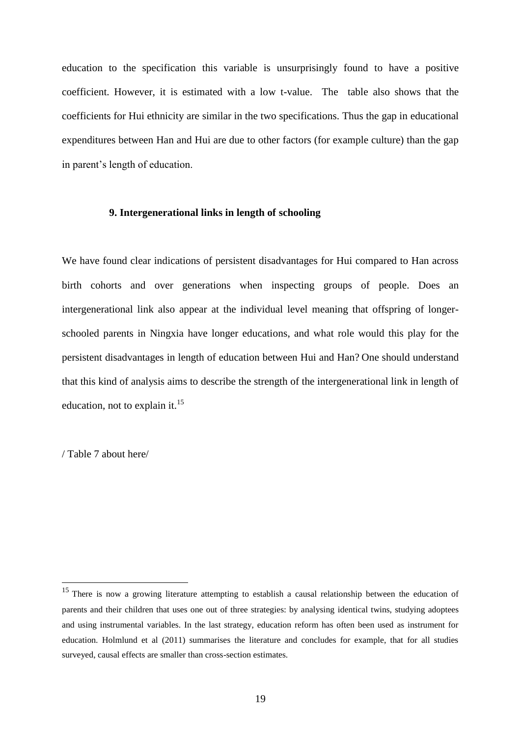education to the specification this variable is unsurprisingly found to have a positive coefficient. However, it is estimated with a low t-value. The table also shows that the coefficients for Hui ethnicity are similar in the two specifications. Thus the gap in educational expenditures between Han and Hui are due to other factors (for example culture) than the gap in parent's length of education.

### 9. Intergenerational links in length of schooling

We have found clear indications of persistent disadvantages for Hui compared to Han across birth cohorts and over generations when inspecting groups of people. Does an intergenerational link also appear at the individual level meaning that offspring of longer-schooled parents in Ningxia have longer educations, and what role would this play for the persistent disadvantages in length of education between Hui and Han? One should understand that this kind of analysis aims to describe the strength of the intergenerational link in length of education, not to explain it.[15]

/ Table 7 about here/

[15] There is now a growing literature attempting to establish a causal relationship between the education of parents and their children that uses one out of three strategies: by analysing identical twins, studying adoptees and using instrumental variables. In the last strategy, education reform has often been used as instrument for education. Holmlund et al (2011) summarises the literature and concludes for example, that for all studies surveyed, causal effects are smaller than cross-section estimates.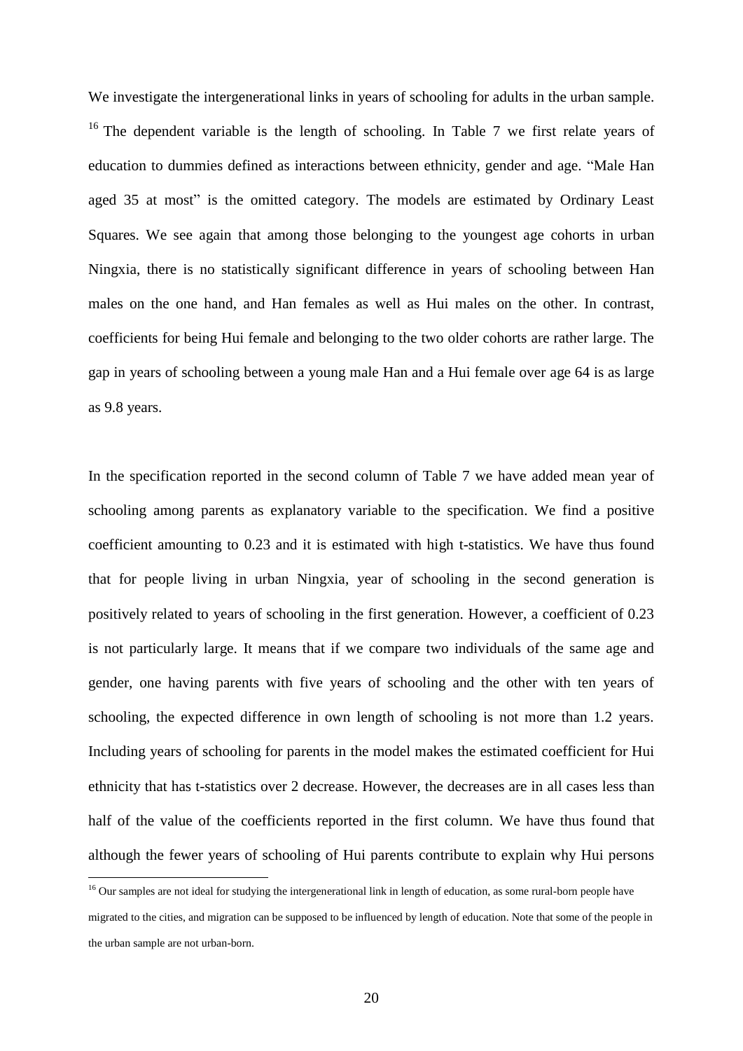We investigate the intergenerational links in years of schooling for adults in the urban sample. [16] The dependent variable is the length of schooling. In Table 7 we first relate years of education to dummies defined as interactions between ethnicity, gender and age. "Male Han aged 35 at most" is the omitted category. The models are estimated by Ordinary Least Squares. We see again that among those belonging to the youngest age cohorts in urban Ningxia, there is no statistically significant difference in years of schooling between Han males on the one hand, and Han females as well as Hui males on the other. In contrast, coefficients for being Hui female and belonging to the two older cohorts are rather large. The gap in years of schooling between a young male Han and a Hui female over age 64 is as large as 9.8 years.

In the specification reported in the second column of Table 7 we have added mean year of schooling among parents as explanatory variable to the specification. We find a positive coefficient amounting to 0.23 and it is estimated with high t-statistics. We have thus found that for people living in urban Ningxia, year of schooling in the second generation is positively related to years of schooling in the first generation. However, a coefficient of 0.23 is not particularly large. It means that if we compare two individuals of the same age and gender, one having parents with five years of schooling and the other with ten years of schooling, the expected difference in own length of schooling is not more than 1.2 years. Including years of schooling for parents in the model makes the estimated coefficient for Hui ethnicity that has t-statistics over 2 decrease. However, the decreases are in all cases less than half of the value of the coefficients reported in the first column. We have thus found that although the fewer years of schooling of Hui parents contribute to explain why Hui persons

[16] Our samples are not ideal for studying the intergenerational link in length of education, as some rural-born people have migrated to the cities, and migration can be supposed to be influenced by length of education. Note that some of the people in the urban sample are not urban-born.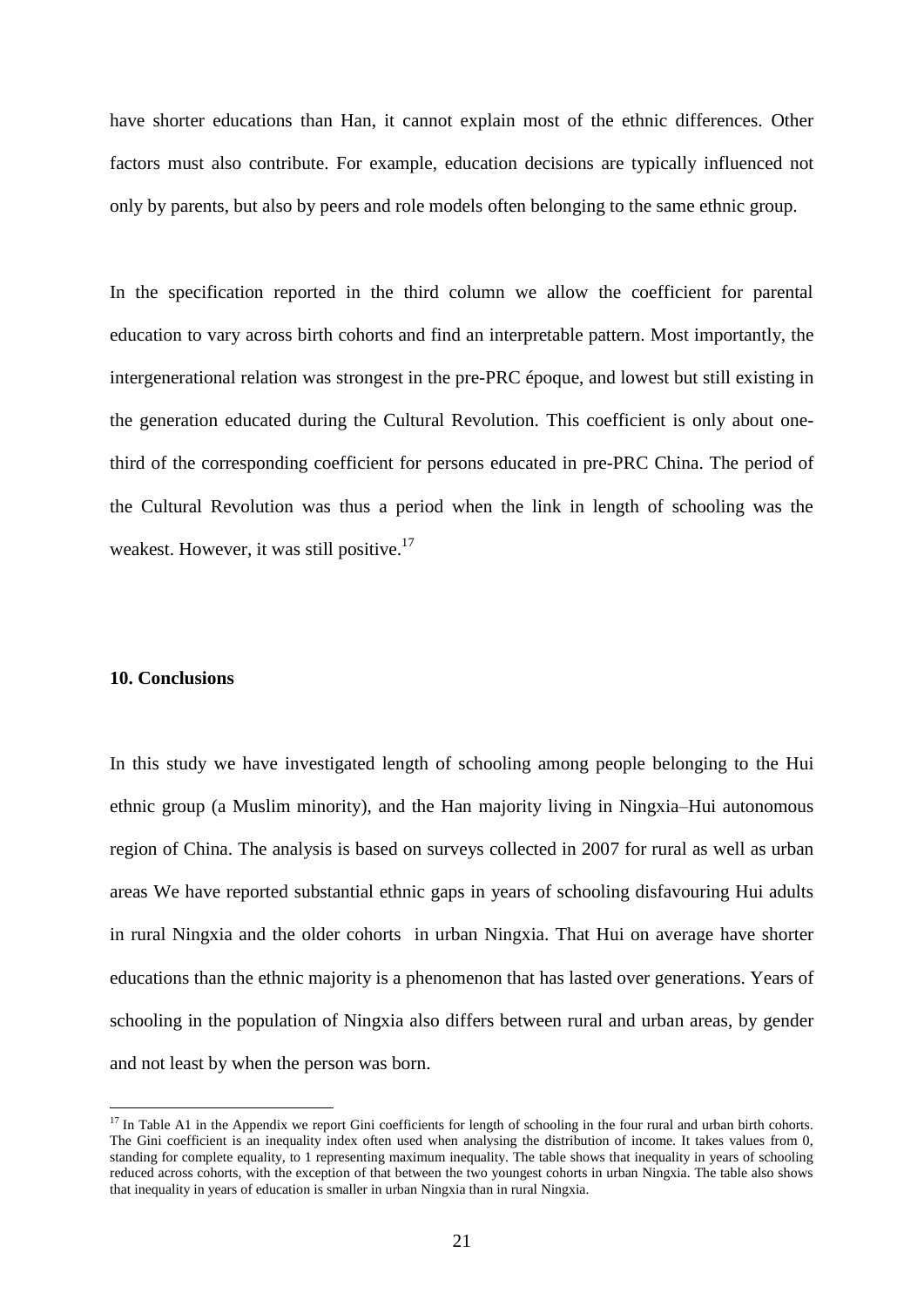have shorter educations than Han, it cannot explain most of the ethnic differences. Other factors must also contribute. For example, education decisions are typically influenced not only by parents, but also by peers and role models often belonging to the same ethnic group.

In the specification reported in the third column we allow the coefficient for parental education to vary across birth cohorts and find an interpretable pattern. Most importantly, the intergenerational relation was strongest in the pre-PRC époque, and lowest but still existing in the generation educated during the Cultural Revolution. This coefficient is only about one-third of the corresponding coefficient for persons educated in pre-PRC China. The period of the Cultural Revolution was thus a period when the link in length of schooling was the weakest. However, it was still positive.[17]

**10. Conclusions**

In this study we have investigated length of schooling among people belonging to the Hui ethnic group (a Muslim minority), and the Han majority living in Ningxia–Hui autonomous region of China. The analysis is based on surveys collected in 2007 for rural as well as urban areas We have reported substantial ethnic gaps in years of schooling disfavouring Hui adults in rural Ningxia and the older cohorts  in urban Ningxia. That Hui on average have shorter educations than the ethnic majority is a phenomenon that has lasted over generations. Years of schooling in the population of Ningxia also differs between rural and urban areas, by gender and not least by when the person was born.

[17] In Table A1 in the Appendix we report Gini coefficients for length of schooling in the four rural and urban birth cohorts. The Gini coefficient is an inequality index often used when analysing the distribution of income. It takes values from 0, standing for complete equality, to 1 representing maximum inequality. The table shows that inequality in years of schooling reduced across cohorts, with the exception of that between the two youngest cohorts in urban Ningxia. The table also shows that inequality in years of education is smaller in urban Ningxia than in rural Ningxia.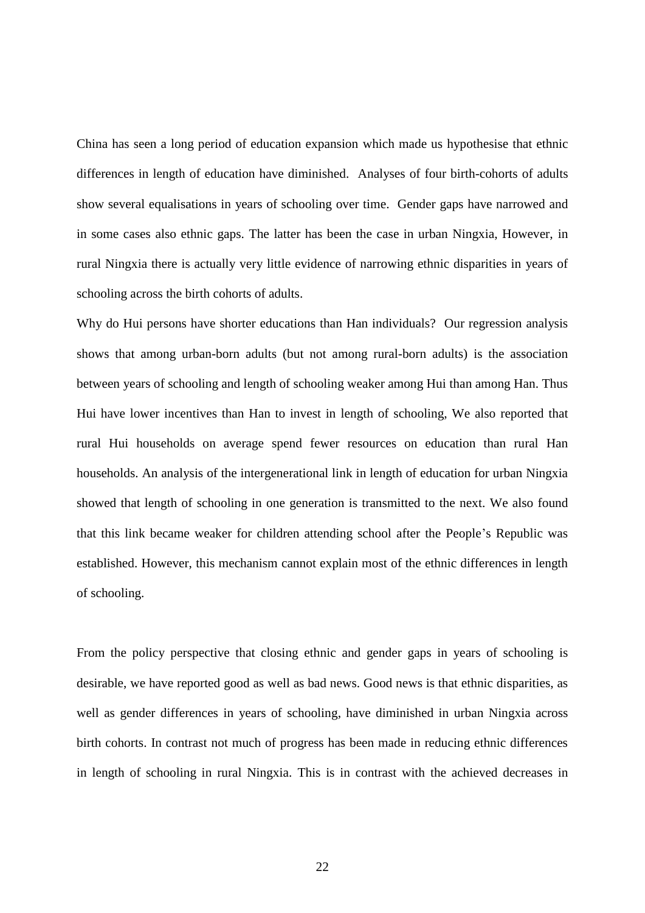China has seen a long period of education expansion which made us hypothesise that ethnic differences in length of education have diminished. Analyses of four birth-cohorts of adults show several equalisations in years of schooling over time. Gender gaps have narrowed and in some cases also ethnic gaps. The latter has been the case in urban Ningxia, However, in rural Ningxia there is actually very little evidence of narrowing ethnic disparities in years of schooling across the birth cohorts of adults.

Why do Hui persons have shorter educations than Han individuals? Our regression analysis shows that among urban-born adults (but not among rural-born adults) is the association between years of schooling and length of schooling weaker among Hui than among Han. Thus Hui have lower incentives than Han to invest in length of schooling, We also reported that rural Hui households on average spend fewer resources on education than rural Han households. An analysis of the intergenerational link in length of education for urban Ningxia showed that length of schooling in one generation is transmitted to the next. We also found that this link became weaker for children attending school after the People's Republic was established. However, this mechanism cannot explain most of the ethnic differences in length of schooling.

From the policy perspective that closing ethnic and gender gaps in years of schooling is desirable, we have reported good as well as bad news. Good news is that ethnic disparities, as well as gender differences in years of schooling, have diminished in urban Ningxia across birth cohorts. In contrast not much of progress has been made in reducing ethnic differences in length of schooling in rural Ningxia. This is in contrast with the achieved decreases in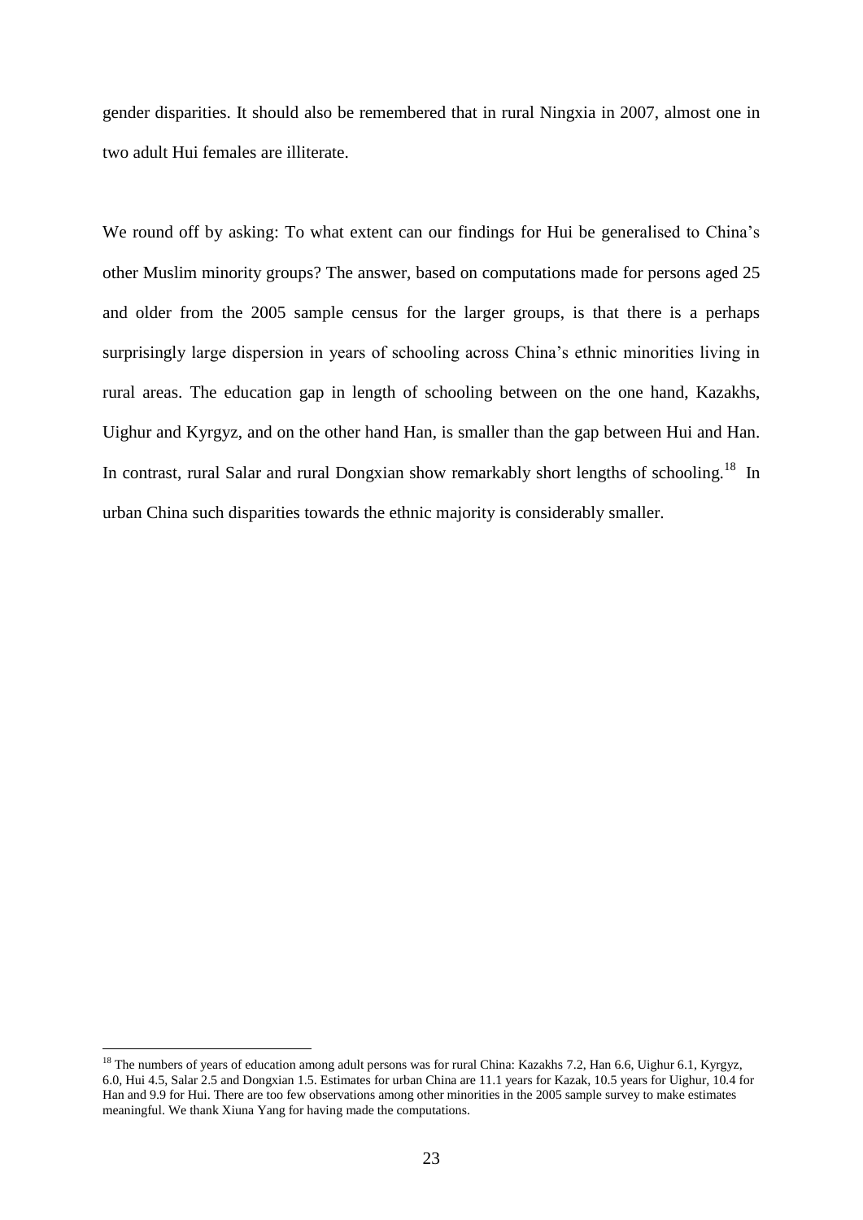gender disparities. It should also be remembered that in rural Ningxia in 2007, almost one in two adult Hui females are illiterate.

We round off by asking: To what extent can our findings for Hui be generalised to China's other Muslim minority groups? The answer, based on computations made for persons aged 25 and older from the 2005 sample census for the larger groups, is that there is a perhaps surprisingly large dispersion in years of schooling across China's ethnic minorities living in rural areas. The education gap in length of schooling between on the one hand, Kazakhs, Uighur and Kyrgyz, and on the other hand Han, is smaller than the gap between Hui and Han. In contrast, rural Salar and rural Dongxian show remarkably short lengths of schooling.[18] In urban China such disparities towards the ethnic majority is considerably smaller.

[18] The numbers of years of education among adult persons was for rural China: Kazakhs 7.2, Han 6.6, Uighur 6.1, Kyrgyz, 6.0, Hui 4.5, Salar 2.5 and Dongxian 1.5. Estimates for urban China are 11.1 years for Kazak, 10.5 years for Uighur, 10.4 for Han and 9.9 for Hui. There are too few observations among other minorities in the 2005 sample survey to make estimates meaningful. We thank Xiuna Yang for having made the computations.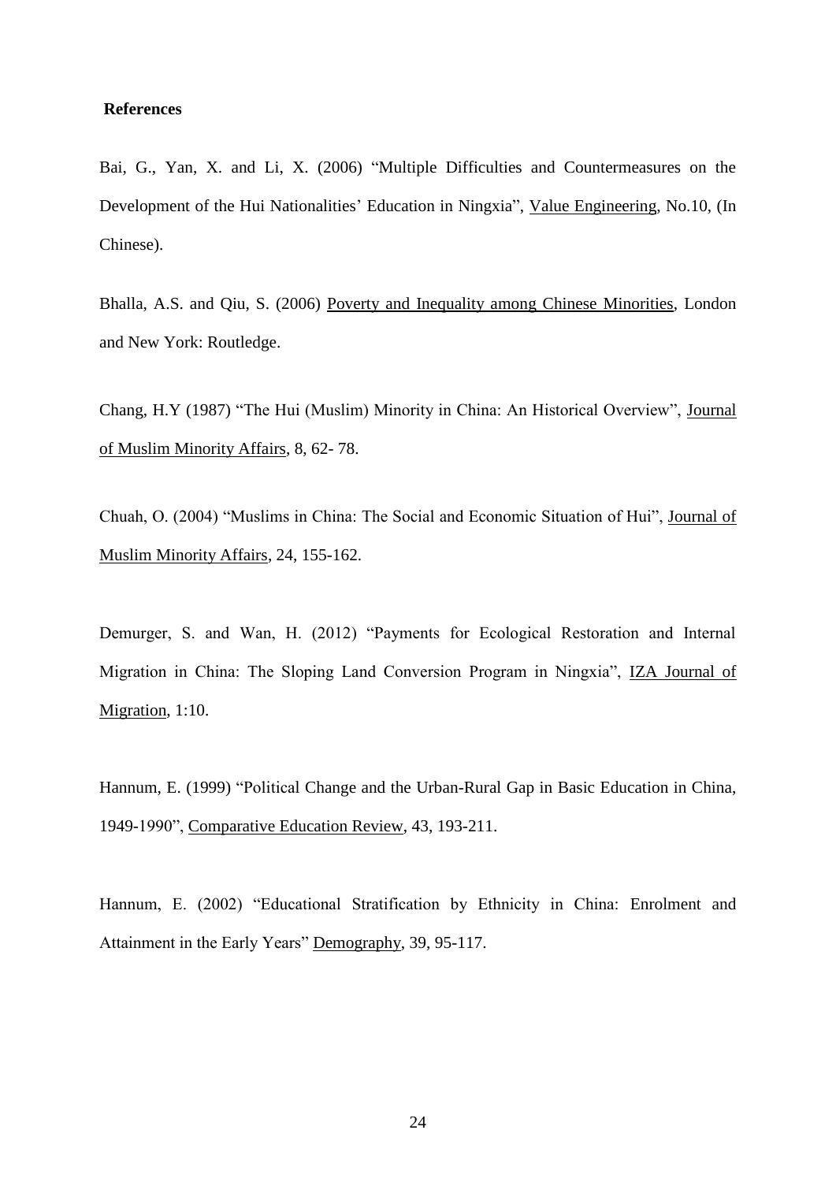**References**

Bai, G., Yan, X. and Li, X. (2006) "Multiple Difficulties and Countermeasures on the Development of the Hui Nationalities' Education in Ningxia", Value Engineering, No.10, (In Chinese).

Bhalla, A.S. and Qiu, S. (2006) Poverty and Inequality among Chinese Minorities, London and New York: Routledge.

Chang, H.Y (1987) "The Hui (Muslim) Minority in China: An Historical Overview", Journal of Muslim Minority Affairs, 8, 62- 78.

Chuah, O. (2004) "Muslims in China: The Social and Economic Situation of Hui", Journal of Muslim Minority Affairs, 24, 155-162.

Demurger, S. and Wan, H. (2012) "Payments for Ecological Restoration and Internal Migration in China: The Sloping Land Conversion Program in Ningxia", IZA Journal of Migration, 1:10.

Hannum, E. (1999) "Political Change and the Urban-Rural Gap in Basic Education in China, 1949-1990", Comparative Education Review, 43, 193-211.

Hannum, E. (2002) "Educational Stratification by Ethnicity in China: Enrolment and Attainment in the Early Years" Demography, 39, 95-117.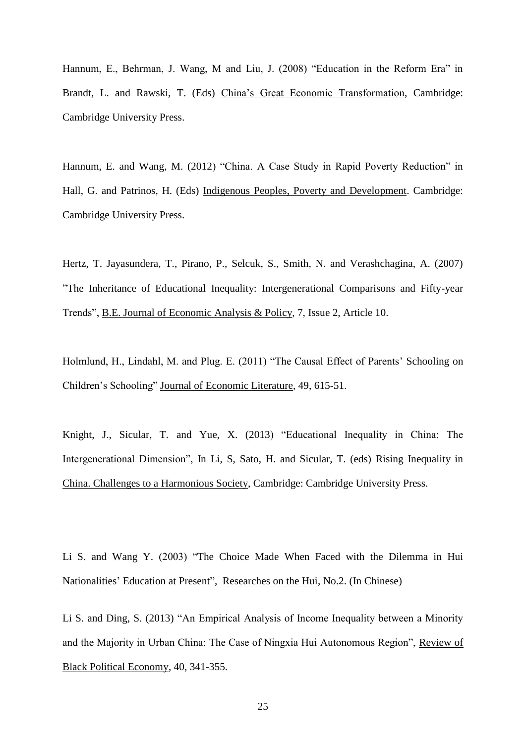Hannum, E., Behrman, J. Wang, M and Liu, J. (2008) "Education in the Reform Era" in Brandt, L. and Rawski, T. (Eds) China's Great Economic Transformation, Cambridge: Cambridge University Press.

Hannum, E. and Wang, M. (2012) "China. A Case Study in Rapid Poverty Reduction" in Hall, G. and Patrinos, H. (Eds) Indigenous Peoples, Poverty and Development. Cambridge: Cambridge University Press.

Hertz, T. Jayasundera, T., Pirano, P., Selcuk, S., Smith, N. and Verashchagina, A. (2007) "The Inheritance of Educational Inequality: Intergenerational Comparisons and Fifty-year Trends", B.E. Journal of Economic Analysis & Policy, 7, Issue 2, Article 10.

Holmlund, H., Lindahl, M. and Plug. E. (2011) "The Causal Effect of Parents' Schooling on Children's Schooling" Journal of Economic Literature, 49, 615-51.

Knight, J., Sicular, T. and Yue, X. (2013) "Educational Inequality in China: The Intergenerational Dimension", In Li, S, Sato, H. and Sicular, T. (eds) Rising Inequality in China. Challenges to a Harmonious Society, Cambridge: Cambridge University Press.

Li S. and Wang Y. (2003) "The Choice Made When Faced with the Dilemma in Hui Nationalities' Education at Present", Researches on the Hui, No.2. (In Chinese)

Li S. and Ding, S. (2013) "An Empirical Analysis of Income Inequality between a Minority and the Majority in Urban China: The Case of Ningxia Hui Autonomous Region", Review of Black Political Economy, 40, 341-355.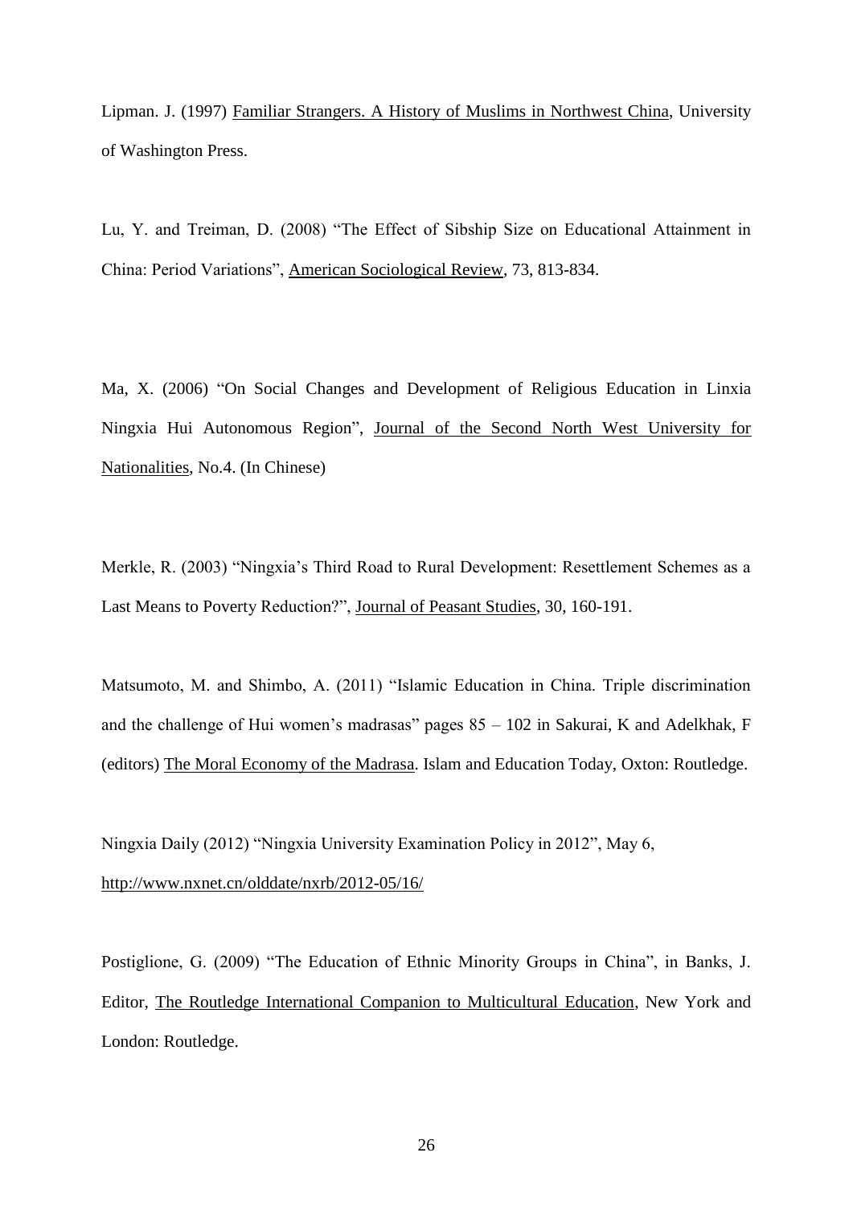Lipman. J. (1997) Familiar Strangers. A History of Muslims in Northwest China, University of Washington Press.

Lu, Y. and Treiman, D. (2008) "The Effect of Sibship Size on Educational Attainment in China: Period Variations", American Sociological Review, 73, 813-834.

Ma, X. (2006) "On Social Changes and Development of Religious Education in Linxia Ningxia Hui Autonomous Region", Journal of the Second North West University for Nationalities, No.4. (In Chinese)

Merkle, R. (2003) "Ningxia's Third Road to Rural Development: Resettlement Schemes as a Last Means to Poverty Reduction?", Journal of Peasant Studies, 30, 160-191.

Matsumoto, M. and Shimbo, A. (2011) "Islamic Education in China. Triple discrimination and the challenge of Hui women's madrasas" pages 85 – 102 in Sakurai, K and Adelkhak, F (editors) The Moral Economy of the Madrasa. Islam and Education Today, Oxton: Routledge.

Ningxia Daily (2012) "Ningxia University Examination Policy in 2012", May 6, http://www.nxnet.cn/olddate/nxrb/2012-05/16/

Postiglione, G. (2009) "The Education of Ethnic Minority Groups in China", in Banks, J. Editor, The Routledge International Companion to Multicultural Education, New York and London: Routledge.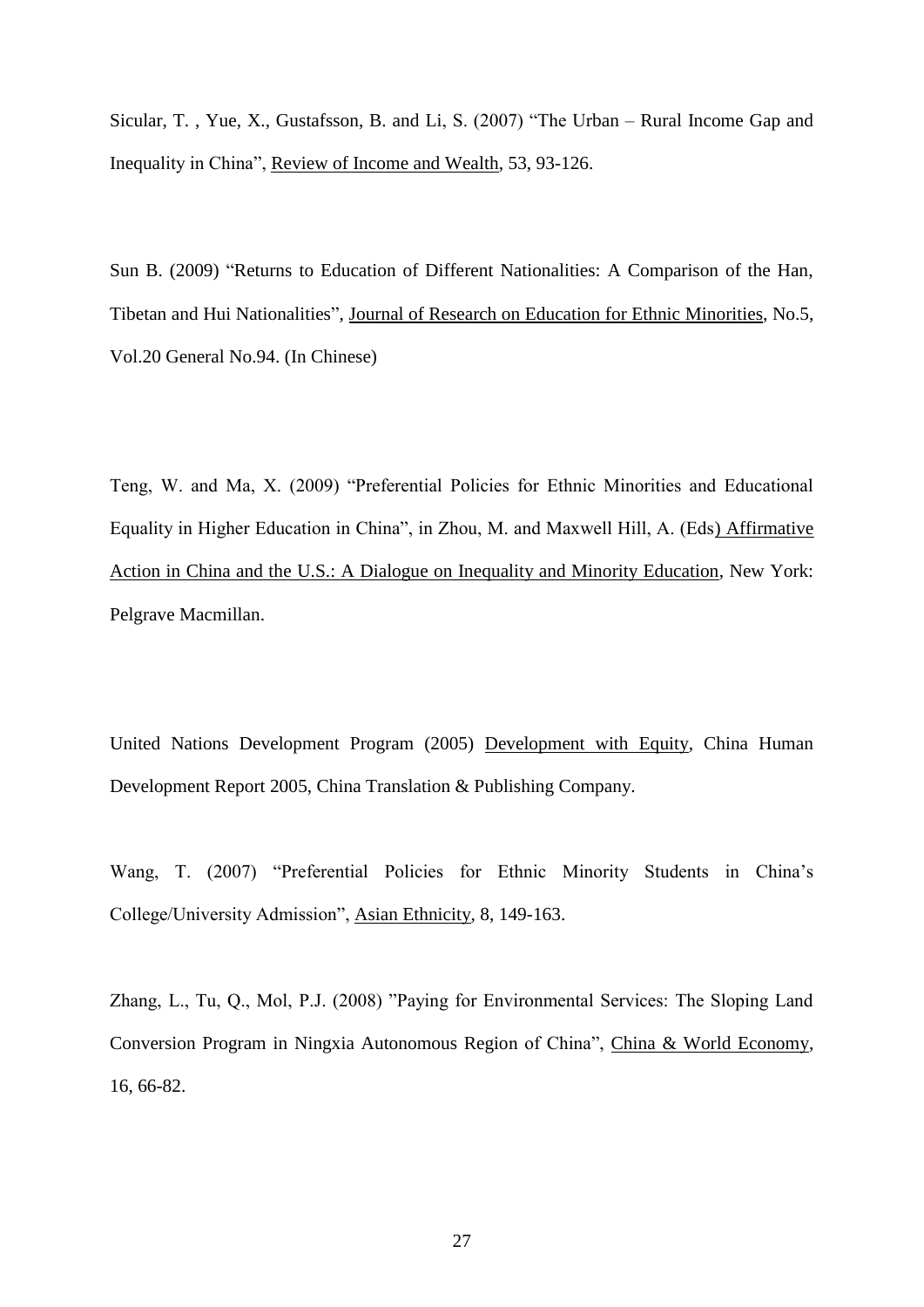Sicular, T. , Yue, X., Gustafsson, B. and Li, S. (2007) "The Urban – Rural Income Gap and Inequality in China", Review of Income and Wealth, 53, 93-126.

Sun B. (2009) "Returns to Education of Different Nationalities: A Comparison of the Han, Tibetan and Hui Nationalities", Journal of Research on Education for Ethnic Minorities, No.5, Vol.20 General No.94. (In Chinese)

Teng, W. and Ma, X. (2009) "Preferential Policies for Ethnic Minorities and Educational Equality in Higher Education in China", in Zhou, M. and Maxwell Hill, A. (Eds) Affirmative Action in China and the U.S.: A Dialogue on Inequality and Minority Education, New York: Pelgrave Macmillan.

United Nations Development Program (2005) Development with Equity, China Human Development Report 2005, China Translation & Publishing Company.

Wang, T. (2007) "Preferential Policies for Ethnic Minority Students in China's College/University Admission", Asian Ethnicity, 8, 149-163.

Zhang, L., Tu, Q., Mol, P.J. (2008) "Paying for Environmental Services: The Sloping Land Conversion Program in Ningxia Autonomous Region of China", China & World Economy, 16, 66-82.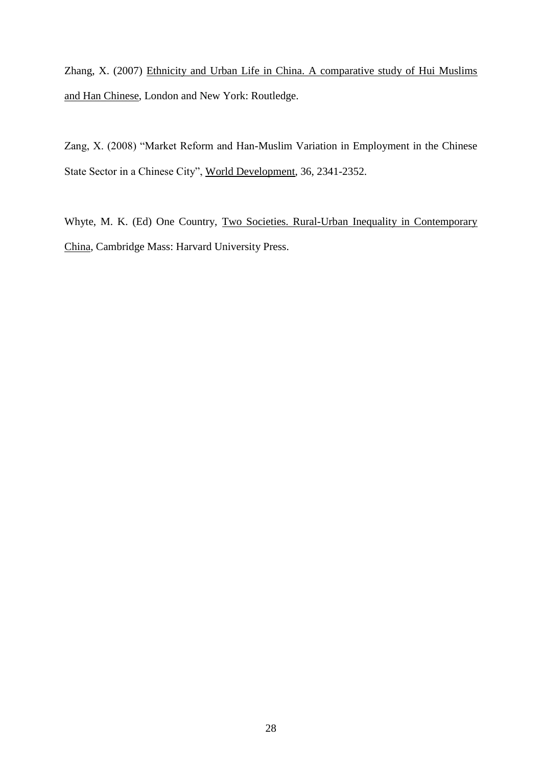Zhang, X. (2007) Ethnicity and Urban Life in China. A comparative study of Hui Muslims and Han Chinese, London and New York: Routledge.

Zang, X. (2008) "Market Reform and Han-Muslim Variation in Employment in the Chinese State Sector in a Chinese City", World Development, 36, 2341-2352.

Whyte, M. K. (Ed) One Country, Two Societies. Rural-Urban Inequality in Contemporary China, Cambridge Mass: Harvard University Press.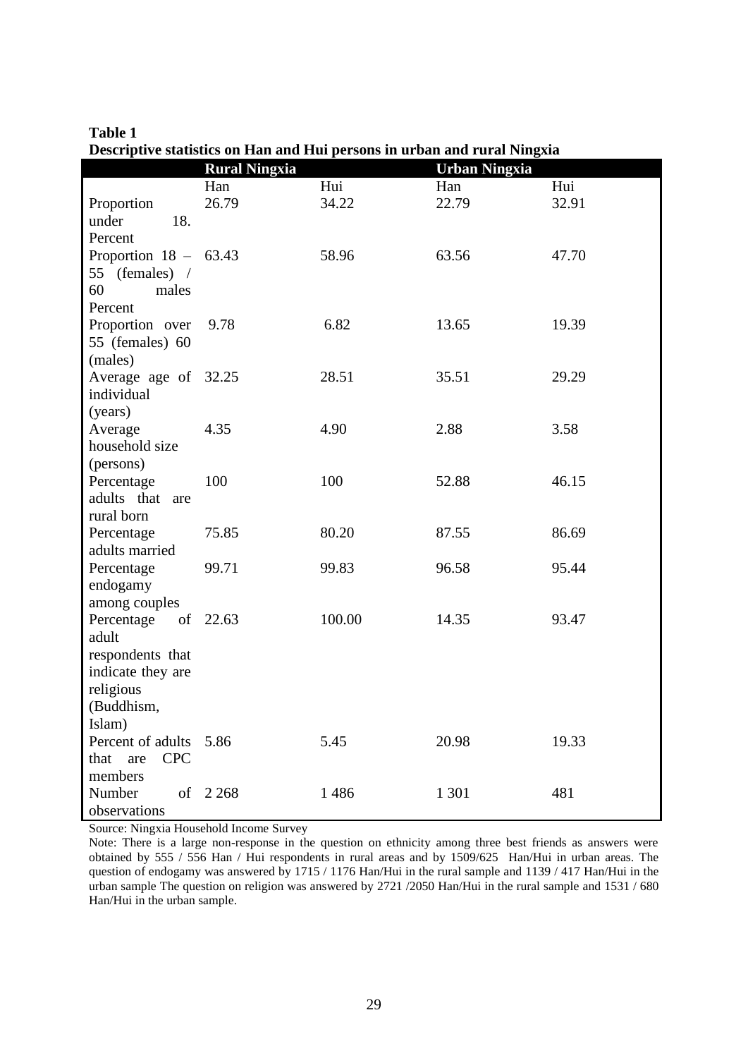**Table 1**
**Descriptive statistics on Han and Hui persons in urban and rural Ningxia**

| | **Rural Ningxia** | | **Urban Ningxia** | |
|---|---|---|---|---|
| | Han | Hui | Han | Hui |
| Proportion under 18. Percent | 26.79 | 34.22 | 22.79 | 32.91 |
| Proportion 18 – 55 (females) / 60 males Percent | 63.43 | 58.96 | 63.56 | 47.70 |
| Proportion over 55 (females) 60 (males) | 9.78 | 6.82 | 13.65 | 19.39 |
| Average age of individual (years) | 32.25 | 28.51 | 35.51 | 29.29 |
| Average household size (persons) | 4.35 | 4.90 | 2.88 | 3.58 |
| Percentage adults that are rural born | 100 | 100 | 52.88 | 46.15 |
| Percentage adults married | 75.85 | 80.20 | 87.55 | 86.69 |
| Percentage endogamy among couples | 99.71 | 99.83 | 96.58 | 95.44 |
| Percentage of adult respondents that indicate they are religious (Buddhism, Islam) | 22.63 | 100.00 | 14.35 | 93.47 |
| Percent of adults that are CPC members | 5.86 | 5.45 | 20.98 | 19.33 |
| Number of observations | 2 268 | 1 486 | 1 301 | 481 |

Source: Ningxia Household Income Survey

Note: There is a large non-response in the question on ethnicity among three best friends as answers were obtained by 555 / 556 Han / Hui respondents in rural areas and by 1509/625 Han/Hui in urban areas. The question of endogamy was answered by 1715 / 1176 Han/Hui in the rural sample and 1139 / 417 Han/Hui in the urban sample The question on religion was answered by 2721 /2050 Han/Hui in the rural sample and 1531 / 680 Han/Hui in the urban sample.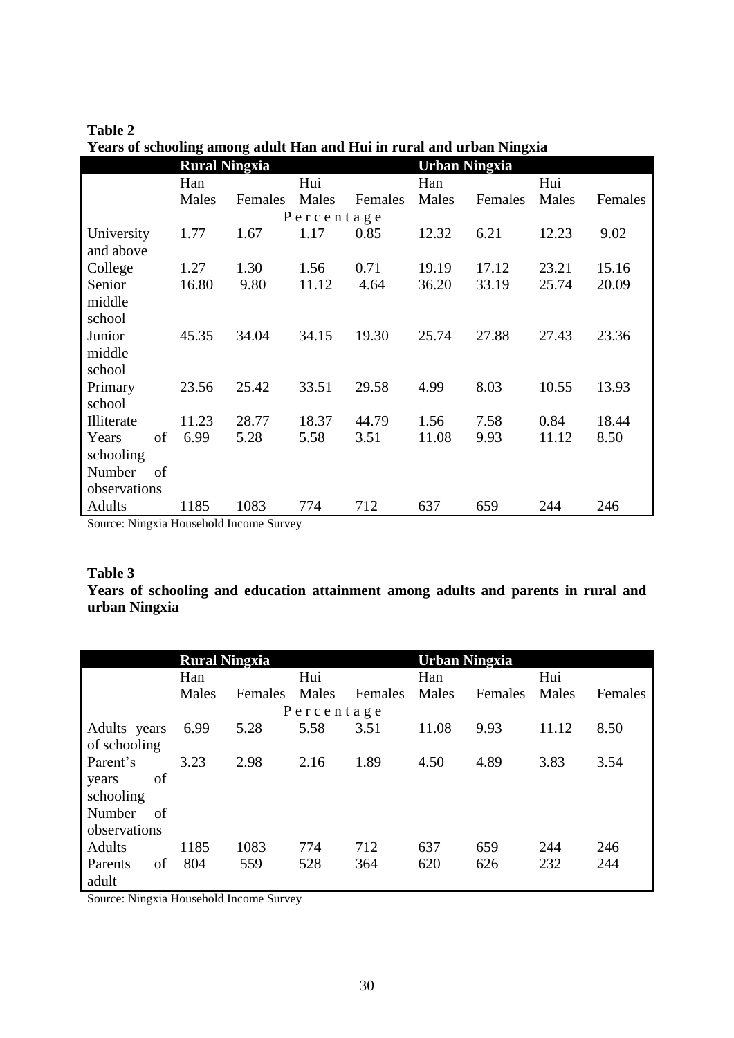**Table 2**
**Years of schooling among adult Han and Hui in rural and urban Ningxia**

| | Rural Ningxia | | | | Urban Ningxia | | | |
|---|---|---|---|---|---|---|---|---|
| | Han | | Hui | | Han | | Hui | |
| | Males | Females | Males | Females | Males | Females | Males | Females |
| | Percentage | | | | | | | |
| University and above | 1.77 | 1.67 | 1.17 | 0.85 | 12.32 | 6.21 | 12.23 | 9.02 |
| College | 1.27 | 1.30 | 1.56 | 0.71 | 19.19 | 17.12 | 23.21 | 15.16 |
| Senior middle school | 16.80 | 9.80 | 11.12 | 4.64 | 36.20 | 33.19 | 25.74 | 20.09 |
| Junior middle school | 45.35 | 34.04 | 34.15 | 19.30 | 25.74 | 27.88 | 27.43 | 23.36 |
| Primary school | 23.56 | 25.42 | 33.51 | 29.58 | 4.99 | 8.03 | 10.55 | 13.93 |
| Illiterate | 11.23 | 28.77 | 18.37 | 44.79 | 1.56 | 7.58 | 0.84 | 18.44 |
| Years of schooling | 6.99 | 5.28 | 5.58 | 3.51 | 11.08 | 9.93 | 11.12 | 8.50 |
| Number of observations | | | | | | | | |
| Adults | 1185 | 1083 | 774 | 712 | 637 | 659 | 244 | 246 |

Source: Ningxia Household Income Survey

**Table 3**
**Years of schooling and education attainment among adults and parents in rural and urban Ningxia**

| | Rural Ningxia | | | | Urban Ningxia | | | |
|---|---|---|---|---|---|---|---|---|
| | Han | | Hui | | Han | | Hui | |
| | Males | Females | Males | Females | Males | Females | Males | Females |
| | Percentage | | | | | | | |
| Adults years of schooling | 6.99 | 5.28 | 5.58 | 3.51 | 11.08 | 9.93 | 11.12 | 8.50 |
| Parent's years of schooling | 3.23 | 2.98 | 2.16 | 1.89 | 4.50 | 4.89 | 3.83 | 3.54 |
| Number of observations | | | | | | | | |
| Adults | 1185 | 1083 | 774 | 712 | 637 | 659 | 244 | 246 |
| Parents of adult | 804 | 559 | 528 | 364 | 620 | 626 | 232 | 244 |

Source: Ningxia Household Income Survey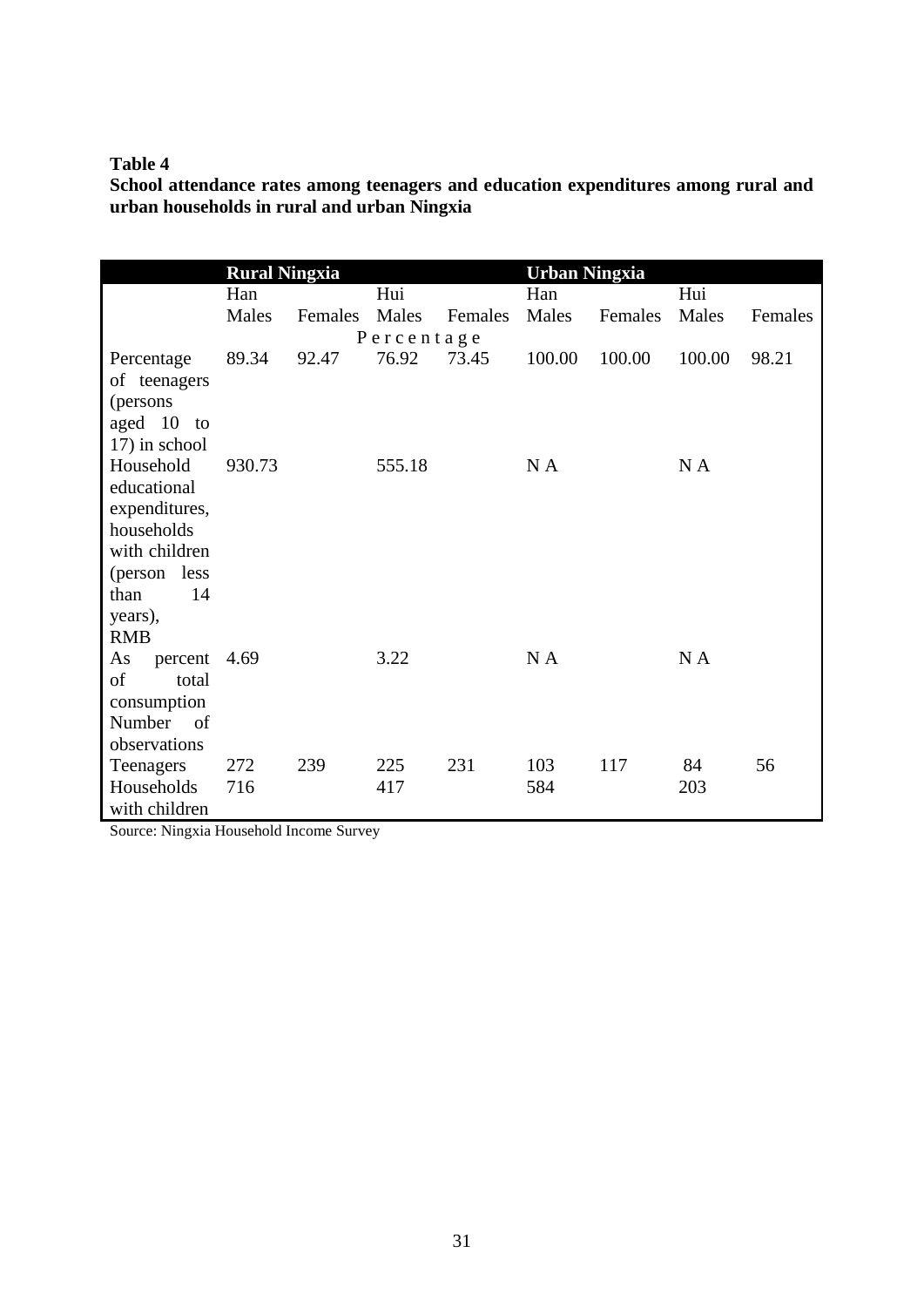**Table 4**
**School attendance rates among teenagers and education expenditures among rural and urban households in rural and urban Ningxia**

| | **Rural Ningxia** | | | | **Urban Ningxia** | | | |
|---|---|---|---|---|---|---|---|---|
| | Han | | Hui | | Han | | Hui | |
| | Males | Females | Males | Females | Males | Females | Males | Females |
| | | | Percentage | | | | | |
| Percentage of teenagers (persons aged 10 to 17) in school | 89.34 | 92.47 | 76.92 | 73.45 | 100.00 | 100.00 | 100.00 | 98.21 |
| Household educational expenditures, households with children (person less than 14 years), RMB | 930.73 | | 555.18 | | N A | | N A | |
| As percent of total consumption | 4.69 | | 3.22 | | N A | | N A | |
| Number of observations | | | | | | | | |
| Teenagers | 272 | 239 | 225 | 231 | 103 | 117 | 84 | 56 |
| Households with children | 716 | | 417 | | 584 | | 203 | |

Source: Ningxia Household Income Survey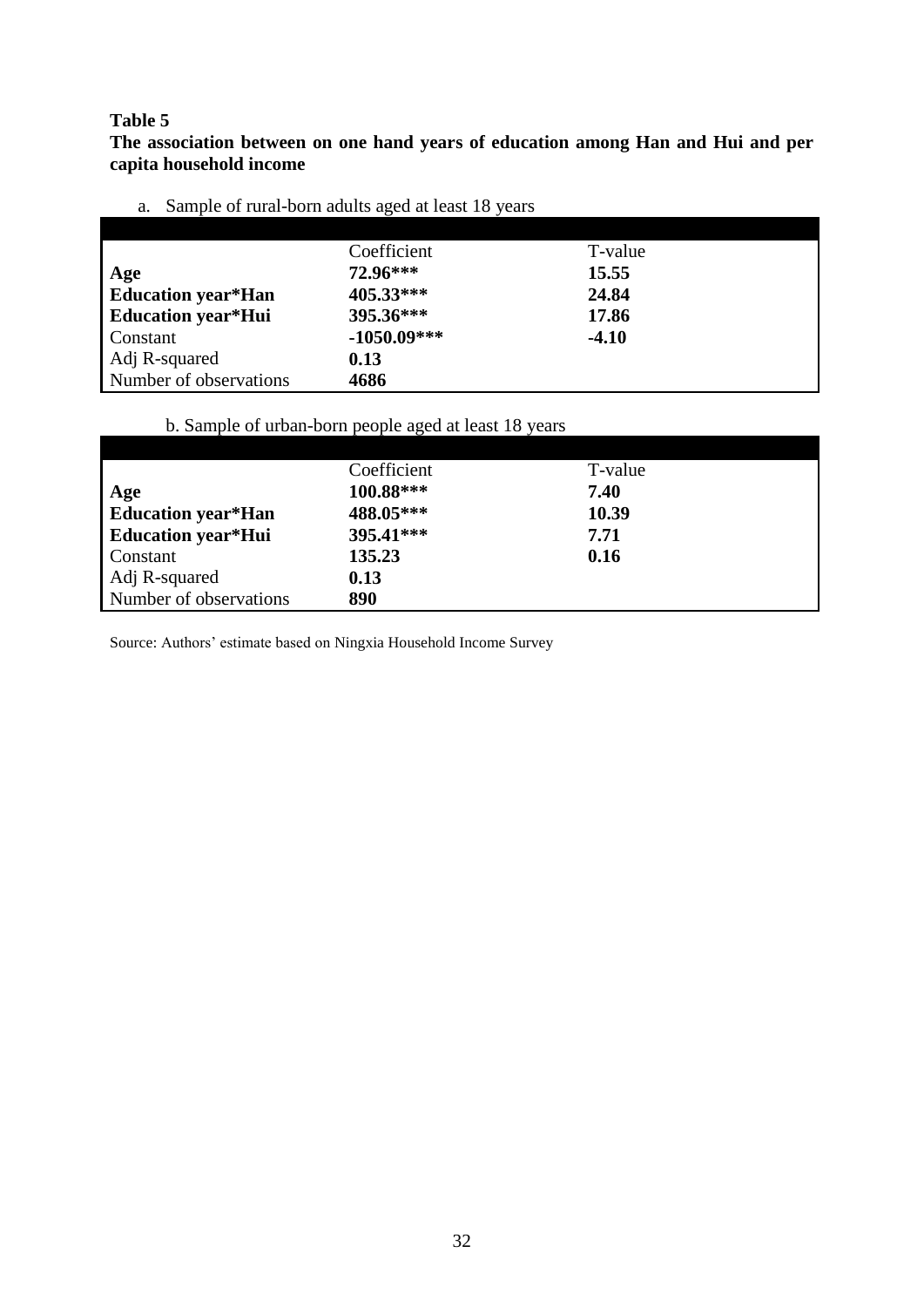**Table 5**

**The association between on one hand years of education among Han and Hui and per capita household income**

a. Sample of rural-born adults aged at least 18 years

| | Coefficient | T-value |
|---|---|---|
| **Age** | **72.96*** ** | **15.55** |
| **Education year*Han** | **405.33*** ** | **24.84** |
| **Education year*Hui** | **395.36*** ** | **17.86** |
| Constant | **-1050.09*** ** | **-4.10** |
| Adj R-squared | **0.13** | |
| Number of observations | **4686** | |

b. Sample of urban-born people aged at least 18 years

| | Coefficient | T-value |
|---|---|---|
| **Age** | **100.88*** ** | **7.40** |
| **Education year*Han** | **488.05*** ** | **10.39** |
| **Education year*Hui** | **395.41*** ** | **7.71** |
| Constant | **135.23** | **0.16** |
| Adj R-squared | **0.13** | |
| Number of observations | **890** | |

Source: Authors' estimate based on Ningxia Household Income Survey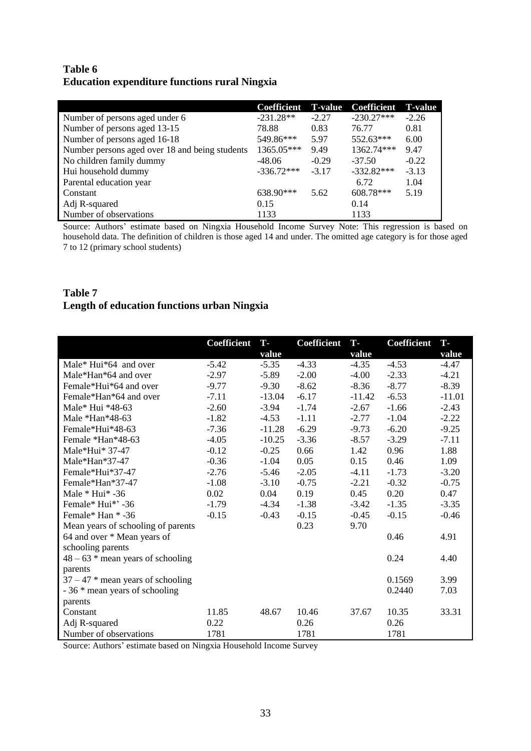**Table 6**
**Education expenditure functions rural Ningxia**

| | Coefficient | T-value | Coefficient | T-value |
|---|---|---|---|---|
| Number of persons aged under 6 | -231.28** | -2.27 | -230.27*** | -2.26 |
| Number of persons aged 13-15 | 78.88 | 0.83 | 76.77 | 0.81 |
| Number of persons aged 16-18 | 549.86*** | 5.97 | 552.63*** | 6.00 |
| Number persons aged over 18 and being students | 1365.05*** | 9.49 | 1362.74*** | 9.47 |
| No children family dummy | -48.06 | -0.29 | -37.50 | -0.22 |
| Hui household dummy | -336.72*** | -3.17 | -332.82*** | -3.13 |
| Parental education year | | | 6.72 | 1.04 |
| Constant | 638.90*** | 5.62 | 608.78*** | 5.19 |
| Adj R-squared | 0.15 | | 0.14 | |
| Number of observations | 1133 | | 1133 | |

Source: Authors' estimate based on Ningxia Household Income Survey Note: This regression is based on household data. The definition of children is those aged 14 and under. The omitted age category is for those aged 7 to 12 (primary school students)

**Table 7**
**Length of education functions urban Ningxia**

| | Coefficient | T-value | Coefficient | T-value | Coefficient | T-value |
|---|---|---|---|---|---|---|
| Male* Hui*64 and over | -5.42 | -5.35 | -4.33 | -4.35 | -4.53 | -4.47 |
| Male*Han*64 and over | -2.97 | -5.89 | -2.00 | -4.00 | -2.33 | -4.21 |
| Female*Hui*64 and over | -9.77 | -9.30 | -8.62 | -8.36 | -8.77 | -8.39 |
| Female*Han*64 and over | -7.11 | -13.04 | -6.17 | -11.42 | -6.53 | -11.01 |
| Male* Hui *48-63 | -2.60 | -3.94 | -1.74 | -2.67 | -1.66 | -2.43 |
| Male *Han*48-63 | -1.82 | -4.53 | -1.11 | -2.77 | -1.04 | -2.22 |
| Female*Hui*48-63 | -7.36 | -11.28 | -6.29 | -9.73 | -6.20 | -9.25 |
| Female *Han*48-63 | -4.05 | -10.25 | -3.36 | -8.57 | -3.29 | -7.11 |
| Male*Hui* 37-47 | -0.12 | -0.25 | 0.66 | 1.42 | 0.96 | 1.88 |
| Male*Han*37-47 | -0.36 | -1.04 | 0.05 | 0.15 | 0.46 | 1.09 |
| Female*Hui*37-47 | -2.76 | -5.46 | -2.05 | -4.11 | -1.73 | -3.20 |
| Female*Han*37-47 | -1.08 | -3.10 | -0.75 | -2.21 | -0.32 | -0.75 |
| Male * Hui* -36 | 0.02 | 0.04 | 0.19 | 0.45 | 0.20 | 0.47 |
| Female* Hui*' -36 | -1.79 | -4.34 | -1.38 | -3.42 | -1.35 | -3.35 |
| Female* Han * -36 | -0.15 | -0.43 | -0.15 | -0.45 | -0.15 | -0.46 |
| Mean years of schooling of parents | | | 0.23 | 9.70 | | |
| 64 and over * Mean years of schooling parents | | | | | 0.46 | 4.91 |
| 48 – 63 * mean years of schooling parents | | | | | 0.24 | 4.40 |
| 37 – 47 * mean years of schooling | | | | | 0.1569 | 3.99 |
| - 36 * mean years of schooling parents | | | | | 0.2440 | 7.03 |
| Constant | 11.85 | 48.67 | 10.46 | 37.67 | 10.35 | 33.31 |
| Adj R-squared | 0.22 | | 0.26 | | 0.26 | |
| Number of observations | 1781 | | 1781 | | 1781 | |

Source: Authors' estimate based on Ningxia Household Income Survey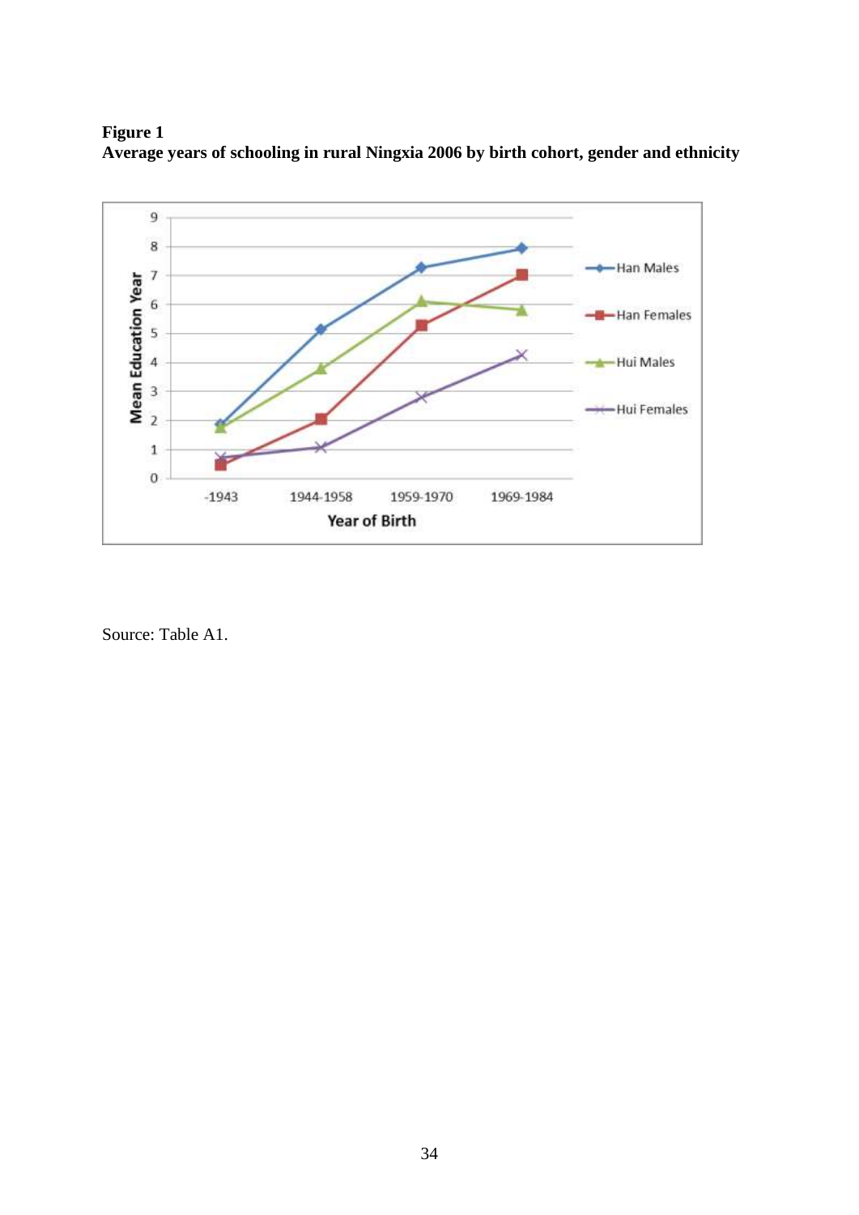**Figure 1**
**Average years of schooling in rural Ningxia 2006 by birth cohort, gender and ethnicity**

Source: Table A1.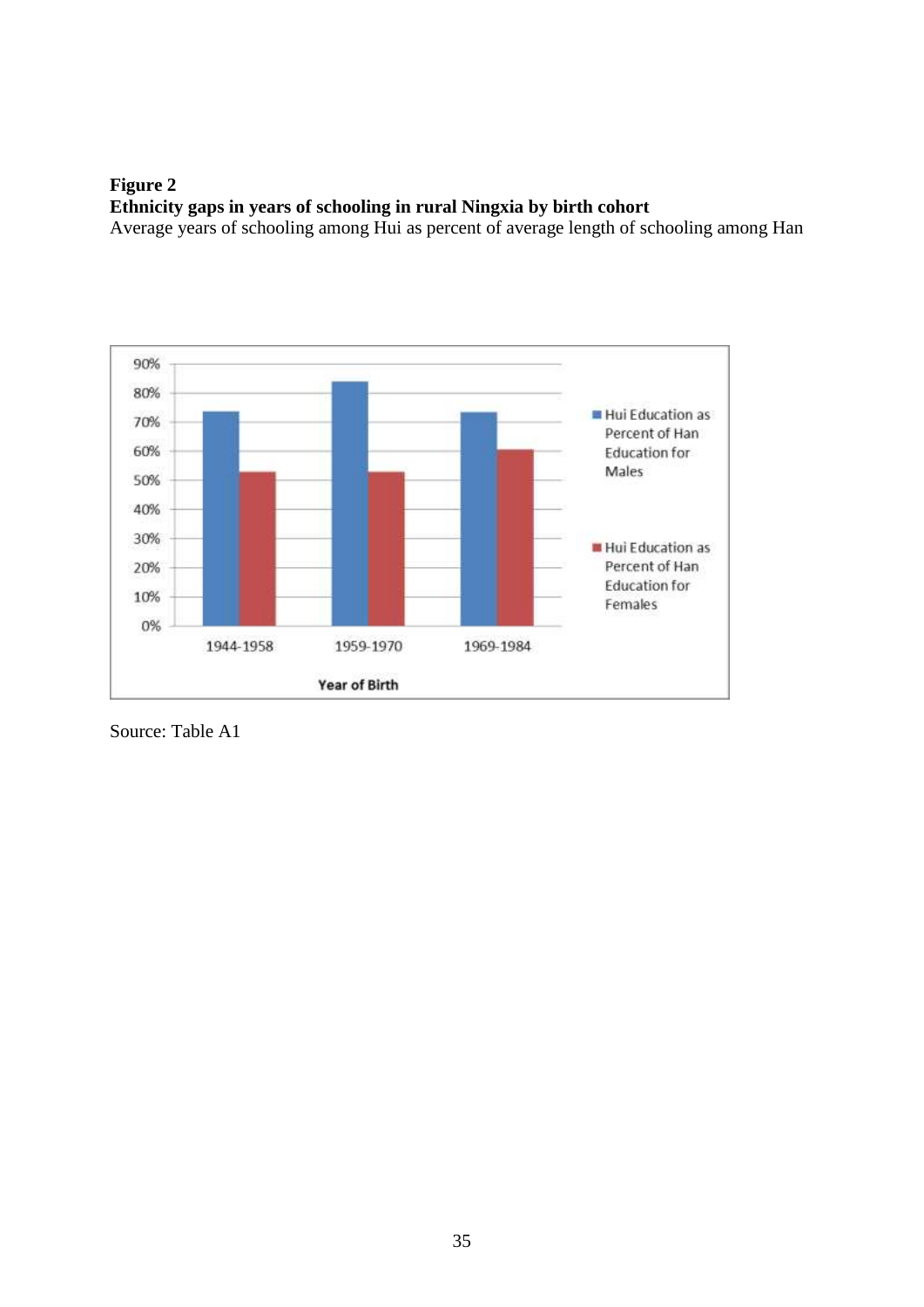**Figure 2**
**Ethnicity gaps in years of schooling in rural Ningxia by birth cohort**
Average years of schooling among Hui as percent of average length of schooling among Han

Source: Table A1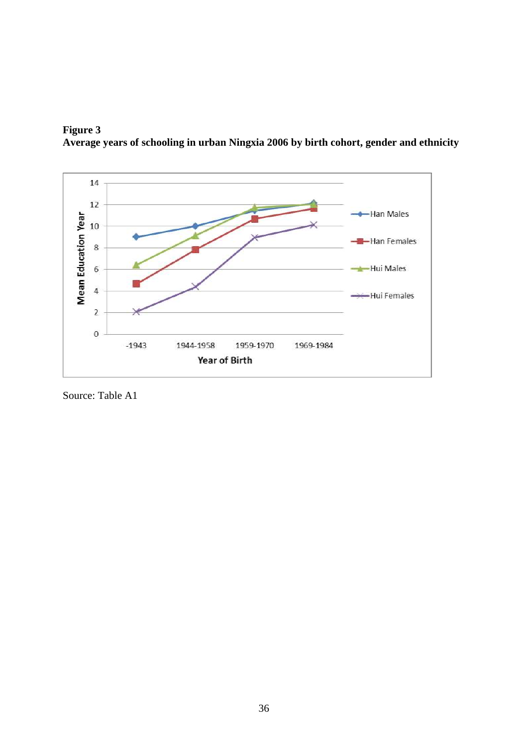**Figure 3**
**Average years of schooling in urban Ningxia 2006 by birth cohort, gender and ethnicity**

Source: Table A1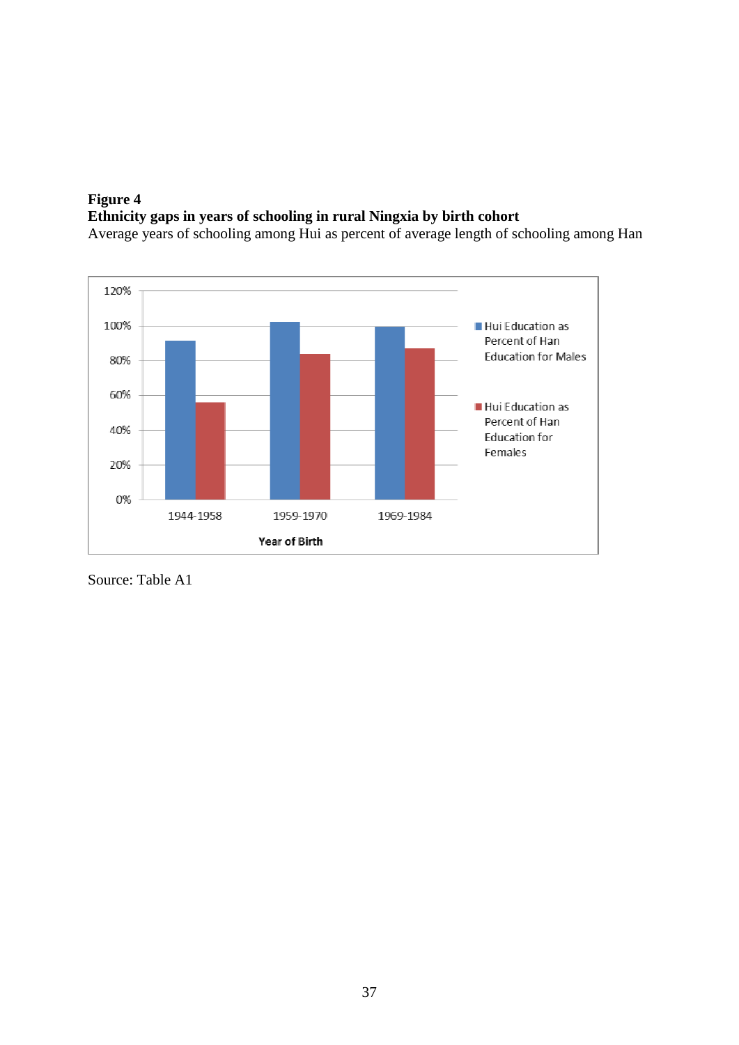**Figure 4**
**Ethnicity gaps in years of schooling in rural Ningxia by birth cohort**
Average years of schooling among Hui as percent of average length of schooling among Han

Source: Table A1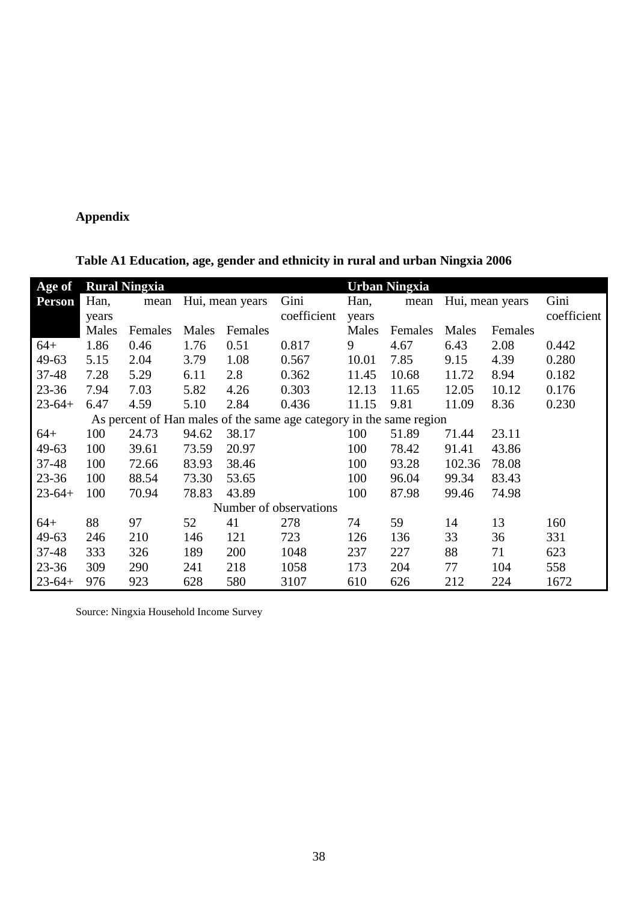**Appendix**

**Table A1 Education, age, gender and ethnicity in rural and urban Ningxia 2006**

| Age of Person | Rural Ningxia | | | | | Urban Ningxia | | | | |
|---|---|---|---|---|---|---|---|---|---|---|
| | Han, mean years | | Hui, mean years | | Gini coefficient | Han, mean years | | Hui, mean years | | Gini coefficient |
| | Males | Females | Males | Females | | Males | Females | Males | Females | |
| 64+ | 1.86 | 0.46 | 1.76 | 0.51 | 0.817 | 9 | 4.67 | 6.43 | 2.08 | 0.442 |
| 49-63 | 5.15 | 2.04 | 3.79 | 1.08 | 0.567 | 10.01 | 7.85 | 9.15 | 4.39 | 0.280 |
| 37-48 | 7.28 | 5.29 | 6.11 | 2.8 | 0.362 | 11.45 | 10.68 | 11.72 | 8.94 | 0.182 |
| 23-36 | 7.94 | 7.03 | 5.82 | 4.26 | 0.303 | 12.13 | 11.65 | 12.05 | 10.12 | 0.176 |
| 23-64+ | 6.47 | 4.59 | 5.10 | 2.84 | 0.436 | 11.15 | 9.81 | 11.09 | 8.36 | 0.230 |
| | As percent of Han males of the same age category in the same region | | | | | | | | | |
| 64+ | 100 | 24.73 | 94.62 | 38.17 | | 100 | 51.89 | 71.44 | 23.11 | |
| 49-63 | 100 | 39.61 | 73.59 | 20.97 | | 100 | 78.42 | 91.41 | 43.86 | |
| 37-48 | 100 | 72.66 | 83.93 | 38.46 | | 100 | 93.28 | 102.36 | 78.08 | |
| 23-36 | 100 | 88.54 | 73.30 | 53.65 | | 100 | 96.04 | 99.34 | 83.43 | |
| 23-64+ | 100 | 70.94 | 78.83 | 43.89 | | 100 | 87.98 | 99.46 | 74.98 | |
| | Number of observations | | | | | | | | | |
| 64+ | 88 | 97 | 52 | 41 | 278 | 74 | 59 | 14 | 13 | 160 |
| 49-63 | 246 | 210 | 146 | 121 | 723 | 126 | 136 | 33 | 36 | 331 |
| 37-48 | 333 | 326 | 189 | 200 | 1048 | 237 | 227 | 88 | 71 | 623 |
| 23-36 | 309 | 290 | 241 | 218 | 1058 | 173 | 204 | 77 | 104 | 558 |
| 23-64+ | 976 | 923 | 628 | 580 | 3107 | 610 | 626 | 212 | 224 | 1672 |

Source: Ningxia Household Income Survey